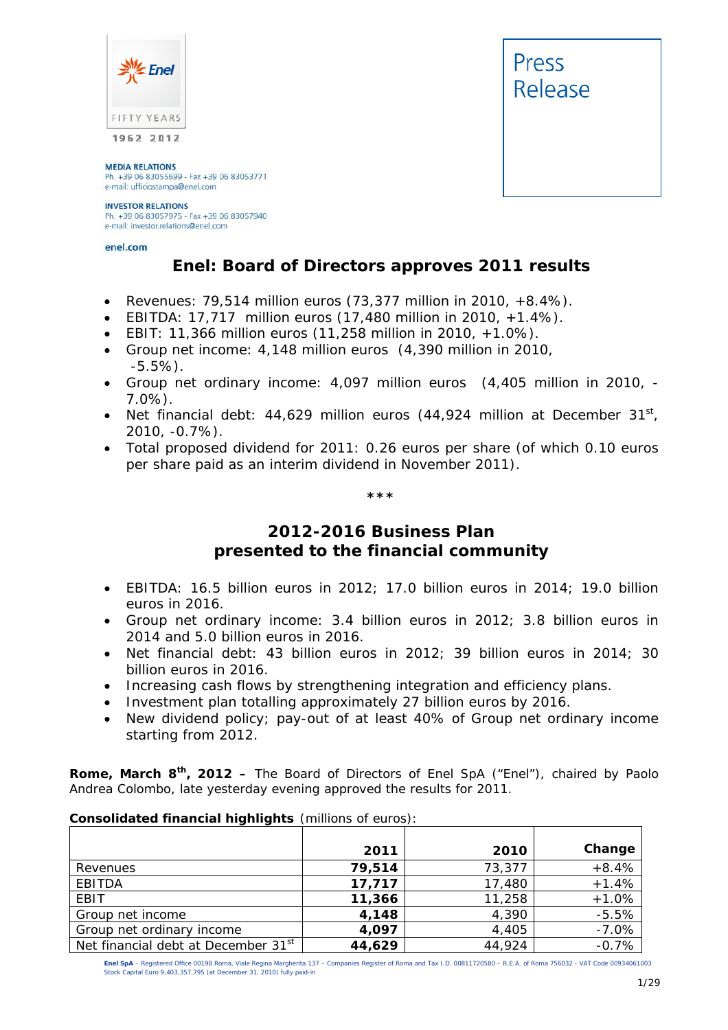Enel

FIFTY YEARS

1962 2012

Press Release

**MEDIA RELATIONS**
Ph. +39 06 83055699 - Fax +39 06 83053771
e-mail: ufficiostampa@enel.com

**INVESTOR RELATIONS**
Ph. +39 06 83057975 - Fax +39 06 83057940
e-mail: investor.relations@enel.com

enel.com

# Enel: Board of Directors approves 2011 results

- Revenues: 79,514 million euros (73,377 million in 2010, +8.4%).
- EBITDA: 17,717 million euros (17,480 million in 2010, +1.4%).
- EBIT: 11,366 million euros (11,258 million in 2010, +1.0%).
- Group net income: 4,148 million euros (4,390 million in 2010, -5.5%).
- Group net ordinary income: 4,097 million euros (4,405 million in 2010, -7.0%).
- Net financial debt: 44,629 million euros (44,924 million at December 31st, 2010, -0.7%).
- Total proposed dividend for 2011: 0.26 euros per share (of which 0.10 euros per share paid as an interim dividend in November 2011).

\*\*\*

## 2012-2016 Business Plan presented to the financial community

- EBITDA: 16.5 billion euros in 2012; 17.0 billion euros in 2014; 19.0 billion euros in 2016.
- Group net ordinary income: 3.4 billion euros in 2012; 3.8 billion euros in 2014 and 5.0 billion euros in 2016.
- Net financial debt: 43 billion euros in 2012; 39 billion euros in 2014; 30 billion euros in 2016.
- Increasing cash flows by strengthening integration and efficiency plans.
- Investment plan totalling approximately 27 billion euros by 2016.
- New dividend policy; pay-out of at least 40% of Group net ordinary income starting from 2012.

**Rome, March 8th, 2012 –** The Board of Directors of Enel SpA ("Enel"), chaired by Paolo Andrea Colombo, late yesterday evening approved the results for 2011.

**Consolidated financial highlights** (millions of euros):

| | 2011 | 2010 | Change |
|---|---|---|---|
| Revenues | **79,514** | 73,377 | +8.4% |
| EBITDA | **17,717** | 17,480 | +1.4% |
| EBIT | **11,366** | 11,258 | +1.0% |
| Group net income | **4,148** | 4,390 | -5.5% |
| Group net ordinary income | **4,097** | 4,405 | -7.0% |
| Net financial debt at December 31st | **44,629** | 44,924 | -0.7% |

**Enel SpA** – Registered Office 00198 Roma, Viale Regina Margherita 137 – Companies Register of Roma and Tax I.D. 00811720580 – R.E.A. of Roma 756032 – VAT Code 00934061003
Stock Capital Euro 9,403,357,795 (at December 31, 2010) fully paid-in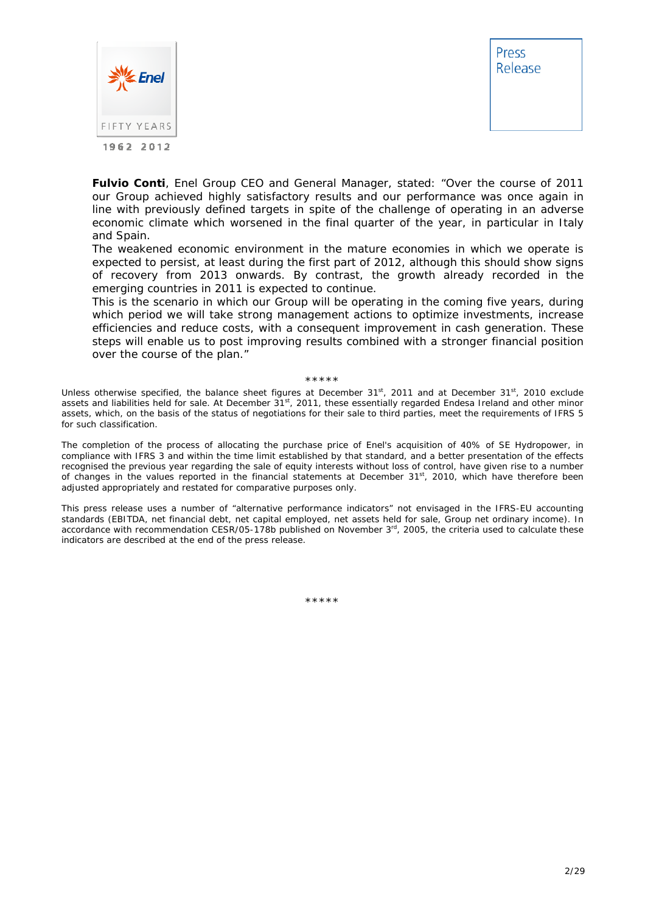**Fulvio Conti**, Enel Group CEO and General Manager, stated: "Over the course of 2011 our Group achieved highly satisfactory results and our performance was once again in line with previously defined targets in spite of the challenge of operating in an adverse economic climate which worsened in the final quarter of the year, in particular in Italy and Spain.
The weakened economic environment in the mature economies in which we operate is expected to persist, at least during the first part of 2012, although this should show signs of recovery from 2013 onwards. By contrast, the growth already recorded in the emerging countries in 2011 is expected to continue.
This is the scenario in which our Group will be operating in the coming five years, during which period we will take strong management actions to optimize investments, increase efficiencies and reduce costs, with a consequent improvement in cash generation. These steps will enable us to post improving results combined with a stronger financial position over the course of the plan."

*****

Unless otherwise specified, the balance sheet figures at December 31st, 2011 and at December 31st, 2010 exclude assets and liabilities held for sale. At December 31st, 2011, these essentially regarded Endesa Ireland and other minor assets, which, on the basis of the status of negotiations for their sale to third parties, meet the requirements of IFRS 5 for such classification.

The completion of the process of allocating the purchase price of Enel's acquisition of 40% of SE Hydropower, in compliance with IFRS 3 and within the time limit established by that standard, and a better presentation of the effects recognised the previous year regarding the sale of equity interests without loss of control, have given rise to a number of changes in the values reported in the financial statements at December 31st, 2010, which have therefore been adjusted appropriately and restated for comparative purposes only.

This press release uses a number of "alternative performance indicators" not envisaged in the IFRS-EU accounting standards (EBITDA, net financial debt, net capital employed, net assets held for sale, Group net ordinary income). In accordance with recommendation CESR/05-178b published on November 3rd, 2005, the criteria used to calculate these indicators are described at the end of the press release.

*****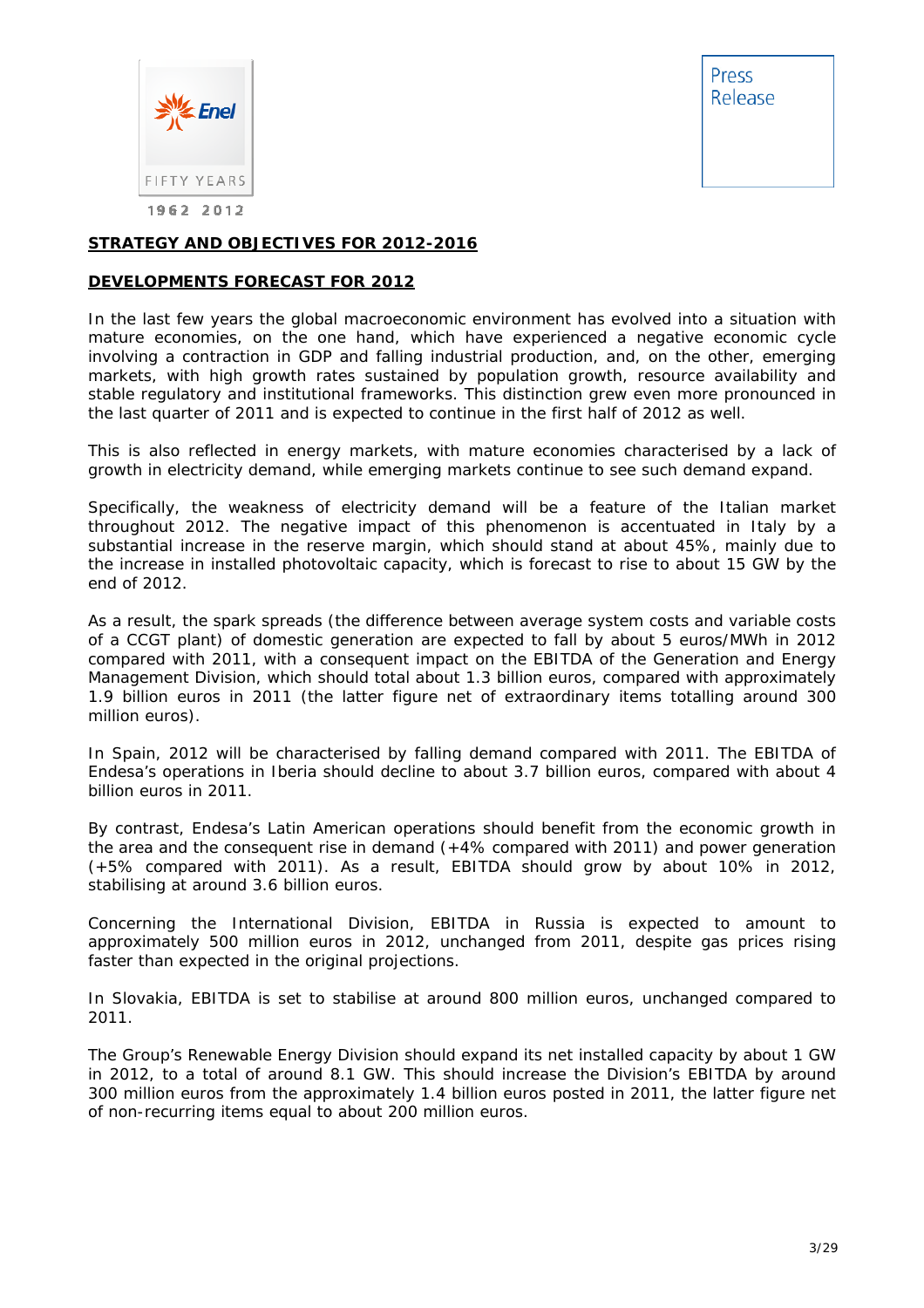**STRATEGY AND OBJECTIVES FOR 2012-2016**

**DEVELOPMENTS FORECAST FOR 2012**

In the last few years the global macroeconomic environment has evolved into a situation with mature economies, on the one hand, which have experienced a negative economic cycle involving a contraction in GDP and falling industrial production, and, on the other, emerging markets, with high growth rates sustained by population growth, resource availability and stable regulatory and institutional frameworks. This distinction grew even more pronounced in the last quarter of 2011 and is expected to continue in the first half of 2012 as well.

This is also reflected in energy markets, with mature economies characterised by a lack of growth in electricity demand, while emerging markets continue to see such demand expand.

Specifically, the weakness of electricity demand will be a feature of the Italian market throughout 2012. The negative impact of this phenomenon is accentuated in Italy by a substantial increase in the reserve margin, which should stand at about 45%, mainly due to the increase in installed photovoltaic capacity, which is forecast to rise to about 15 GW by the end of 2012.

As a result, the spark spreads (the difference between average system costs and variable costs of a CCGT plant) of domestic generation are expected to fall by about 5 euros/MWh in 2012 compared with 2011, with a consequent impact on the EBITDA of the Generation and Energy Management Division, which should total about 1.3 billion euros, compared with approximately 1.9 billion euros in 2011 (the latter figure net of extraordinary items totalling around 300 million euros).

In Spain, 2012 will be characterised by falling demand compared with 2011. The EBITDA of Endesa's operations in Iberia should decline to about 3.7 billion euros, compared with about 4 billion euros in 2011.

By contrast, Endesa's Latin American operations should benefit from the economic growth in the area and the consequent rise in demand (+4% compared with 2011) and power generation (+5% compared with 2011). As a result, EBITDA should grow by about 10% in 2012, stabilising at around 3.6 billion euros.

Concerning the International Division, EBITDA in Russia is expected to amount to approximately 500 million euros in 2012, unchanged from 2011, despite gas prices rising faster than expected in the original projections.

In Slovakia, EBITDA is set to stabilise at around 800 million euros, unchanged compared to 2011.

The Group's Renewable Energy Division should expand its net installed capacity by about 1 GW in 2012, to a total of around 8.1 GW. This should increase the Division's EBITDA by around 300 million euros from the approximately 1.4 billion euros posted in 2011, the latter figure net of non-recurring items equal to about 200 million euros.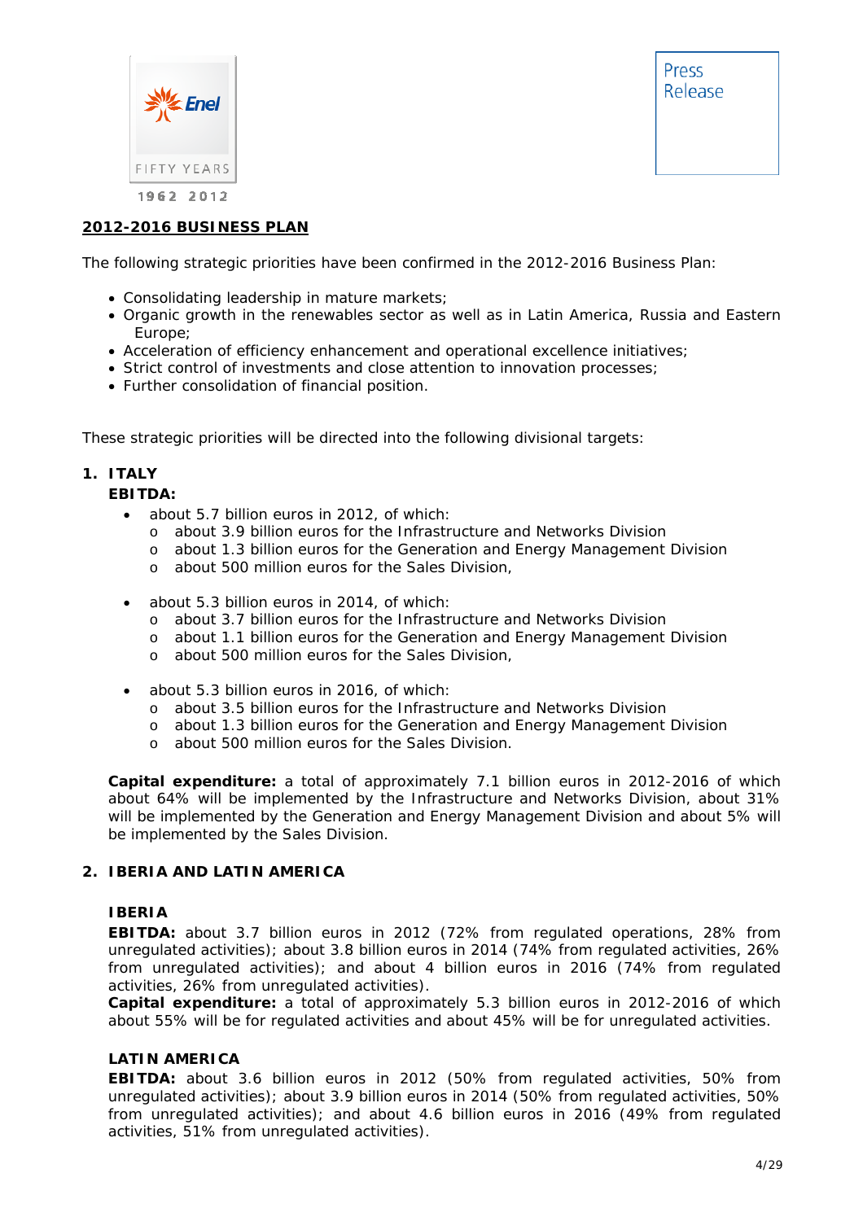## 2012-2016 BUSINESS PLAN

The following strategic priorities have been confirmed in the 2012-2016 Business Plan:

- Consolidating leadership in mature markets;
- Organic growth in the renewables sector as well as in Latin America, Russia and Eastern Europe;
- Acceleration of efficiency enhancement and operational excellence initiatives;
- Strict control of investments and close attention to innovation processes;
- Further consolidation of financial position.

These strategic priorities will be directed into the following divisional targets:

### 1. ITALY

**EBITDA:**

- about 5.7 billion euros in 2012, of which:
  - about 3.9 billion euros for the Infrastructure and Networks Division
  - about 1.3 billion euros for the Generation and Energy Management Division
  - about 500 million euros for the Sales Division,
- about 5.3 billion euros in 2014, of which:
  - about 3.7 billion euros for the Infrastructure and Networks Division
  - about 1.1 billion euros for the Generation and Energy Management Division
  - about 500 million euros for the Sales Division,
- about 5.3 billion euros in 2016, of which:
  - about 3.5 billion euros for the Infrastructure and Networks Division
  - about 1.3 billion euros for the Generation and Energy Management Division
  - about 500 million euros for the Sales Division.

**Capital expenditure:** a total of approximately 7.1 billion euros in 2012-2016 of which about 64% will be implemented by the Infrastructure and Networks Division, about 31% will be implemented by the Generation and Energy Management Division and about 5% will be implemented by the Sales Division.

### 2. IBERIA AND LATIN AMERICA

**IBERIA**

**EBITDA:** about 3.7 billion euros in 2012 (72% from regulated operations, 28% from unregulated activities); about 3.8 billion euros in 2014 (74% from regulated activities, 26% from unregulated activities); and about 4 billion euros in 2016 (74% from regulated activities, 26% from unregulated activities).

**Capital expenditure:** a total of approximately 5.3 billion euros in 2012-2016 of which about 55% will be for regulated activities and about 45% will be for unregulated activities.

**LATIN AMERICA**

**EBITDA:** about 3.6 billion euros in 2012 (50% from regulated activities, 50% from unregulated activities); about 3.9 billion euros in 2014 (50% from regulated activities, 50% from unregulated activities); and about 4.6 billion euros in 2016 (49% from regulated activities, 51% from unregulated activities).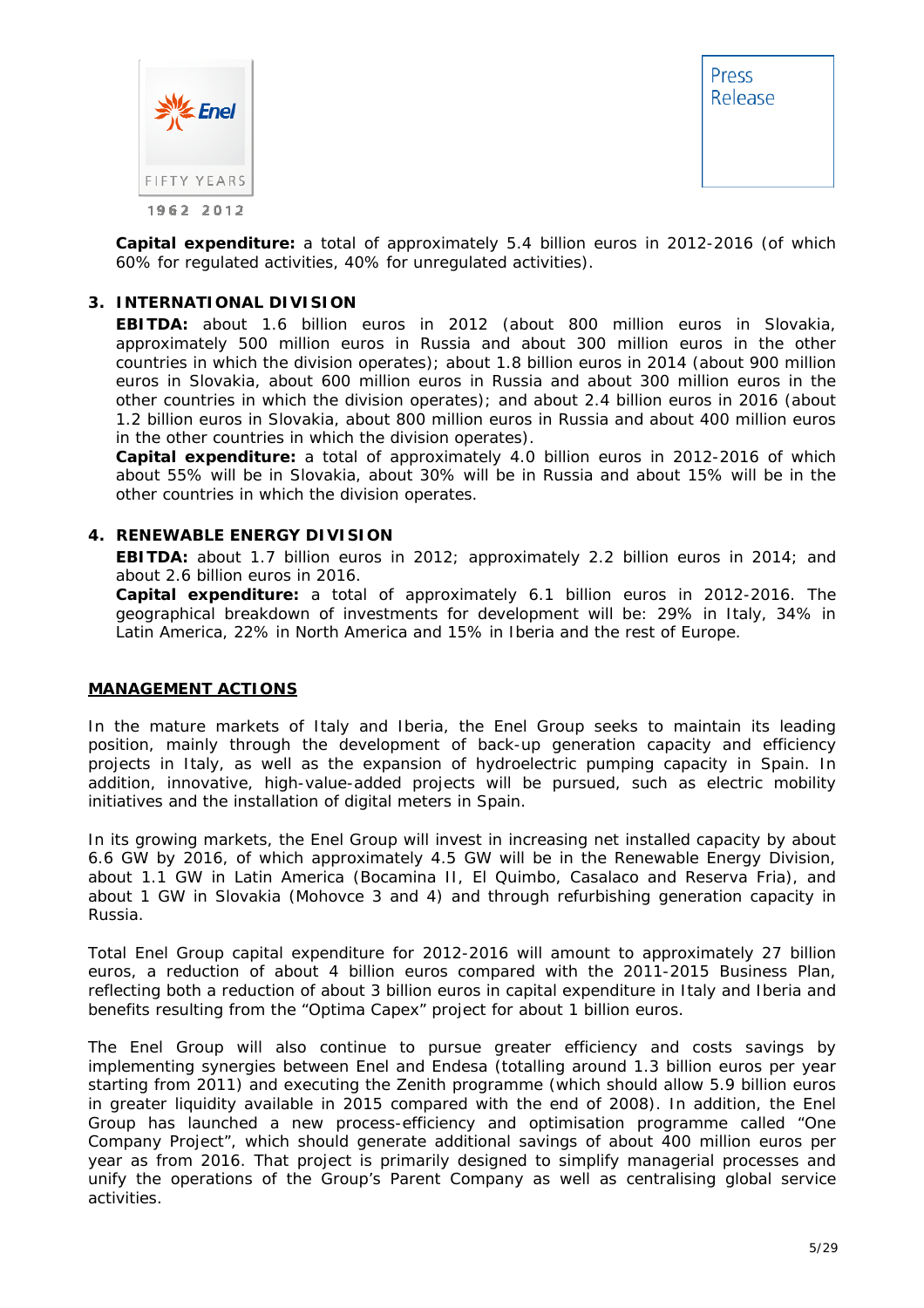**Capital expenditure:** a total of approximately 5.4 billion euros in 2012-2016 (of which 60% for regulated activities, 40% for unregulated activities).

3. **INTERNATIONAL DIVISION**

   **EBITDA:** about 1.6 billion euros in 2012 (about 800 million euros in Slovakia, approximately 500 million euros in Russia and about 300 million euros in the other countries in which the division operates); about 1.8 billion euros in 2014 (about 900 million euros in Slovakia, about 600 million euros in Russia and about 300 million euros in the other countries in which the division operates); and about 2.4 billion euros in 2016 (about 1.2 billion euros in Slovakia, about 800 million euros in Russia and about 400 million euros in the other countries in which the division operates).

   **Capital expenditure:** a total of approximately 4.0 billion euros in 2012-2016 of which about 55% will be in Slovakia, about 30% will be in Russia and about 15% will be in the other countries in which the division operates.

4. **RENEWABLE ENERGY DIVISION**

   **EBITDA:** about 1.7 billion euros in 2012; approximately 2.2 billion euros in 2014; and about 2.6 billion euros in 2016.

   **Capital expenditure:** a total of approximately 6.1 billion euros in 2012-2016. The geographical breakdown of investments for development will be: 29% in Italy, 34% in Latin America, 22% in North America and 15% in Iberia and the rest of Europe.

## MANAGEMENT ACTIONS

In the mature markets of Italy and Iberia, the Enel Group seeks to maintain its leading position, mainly through the development of back-up generation capacity and efficiency projects in Italy, as well as the expansion of hydroelectric pumping capacity in Spain. In addition, innovative, high-value-added projects will be pursued, such as electric mobility initiatives and the installation of digital meters in Spain.

In its growing markets, the Enel Group will invest in increasing net installed capacity by about 6.6 GW by 2016, of which approximately 4.5 GW will be in the Renewable Energy Division, about 1.1 GW in Latin America (Bocamina II, El Quimbo, Casalaco and Reserva Fria), and about 1 GW in Slovakia (Mohovce 3 and 4) and through refurbishing generation capacity in Russia.

Total Enel Group capital expenditure for 2012-2016 will amount to approximately 27 billion euros, a reduction of about 4 billion euros compared with the 2011-2015 Business Plan, reflecting both a reduction of about 3 billion euros in capital expenditure in Italy and Iberia and benefits resulting from the "Optima Capex" project for about 1 billion euros.

The Enel Group will also continue to pursue greater efficiency and costs savings by implementing synergies between Enel and Endesa (totalling around 1.3 billion euros per year starting from 2011) and executing the Zenith programme (which should allow 5.9 billion euros in greater liquidity available in 2015 compared with the end of 2008). In addition, the Enel Group has launched a new process-efficiency and optimisation programme called "One Company Project", which should generate additional savings of about 400 million euros per year as from 2016. That project is primarily designed to simplify managerial processes and unify the operations of the Group's Parent Company as well as centralising global service activities.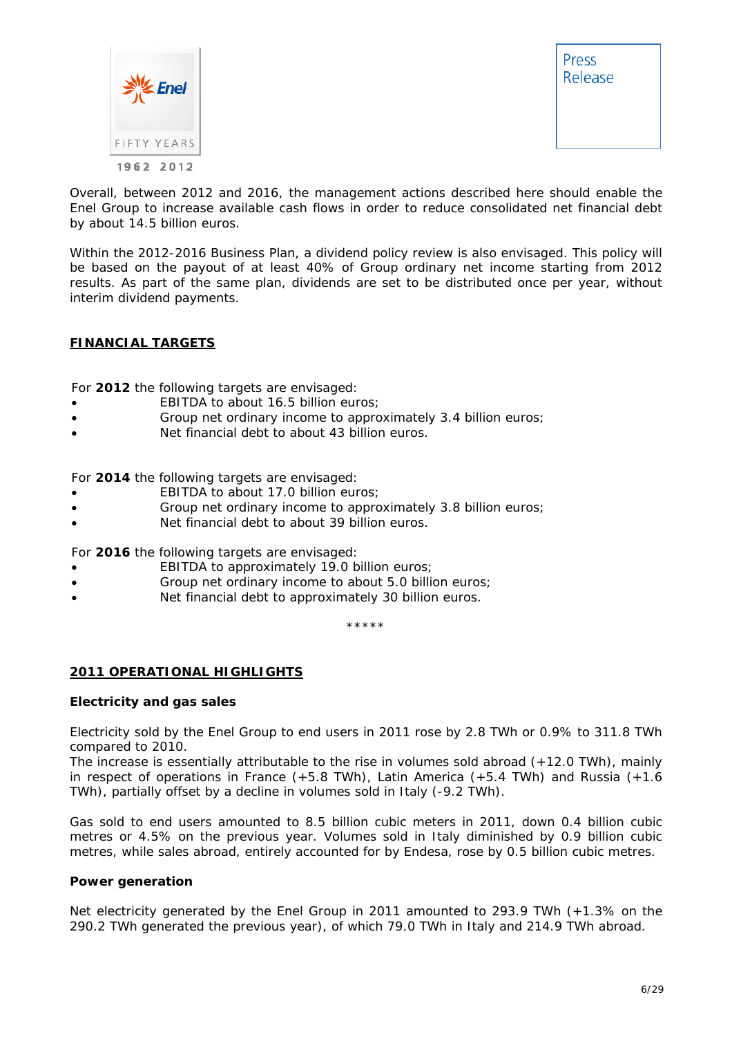Overall, between 2012 and 2016, the management actions described here should enable the Enel Group to increase available cash flows in order to reduce consolidated net financial debt by about 14.5 billion euros.

Within the 2012-2016 Business Plan, a dividend policy review is also envisaged. This policy will be based on the payout of at least 40% of Group ordinary net income starting from 2012 results. As part of the same plan, dividends are set to be distributed once per year, without interim dividend payments.

## FINANCIAL TARGETS

For **2012** the following targets are envisaged:

- EBITDA to about 16.5 billion euros;
- Group net ordinary income to approximately 3.4 billion euros;
- Net financial debt to about 43 billion euros.

For **2014** the following targets are envisaged:

- EBITDA to about 17.0 billion euros;
- Group net ordinary income to approximately 3.8 billion euros;
- Net financial debt to about 39 billion euros.

For **2016** the following targets are envisaged:

- EBITDA to approximately 19.0 billion euros;
- Group net ordinary income to about 5.0 billion euros;
- Net financial debt to approximately 30 billion euros.

*****

## 2011 OPERATIONAL HIGHLIGHTS

### Electricity and gas sales

Electricity sold by the Enel Group to end users in 2011 rose by 2.8 TWh or 0.9% to 311.8 TWh compared to 2010.
The increase is essentially attributable to the rise in volumes sold abroad (+12.0 TWh), mainly in respect of operations in France (+5.8 TWh), Latin America (+5.4 TWh) and Russia (+1.6 TWh), partially offset by a decline in volumes sold in Italy (-9.2 TWh).

Gas sold to end users amounted to 8.5 billion cubic meters in 2011, down 0.4 billion cubic metres or 4.5% on the previous year. Volumes sold in Italy diminished by 0.9 billion cubic metres, while sales abroad, entirely accounted for by Endesa, rose by 0.5 billion cubic metres.

### Power generation

Net electricity generated by the Enel Group in 2011 amounted to 293.9 TWh (+1.3% on the 290.2 TWh generated the previous year), of which 79.0 TWh in Italy and 214.9 TWh abroad.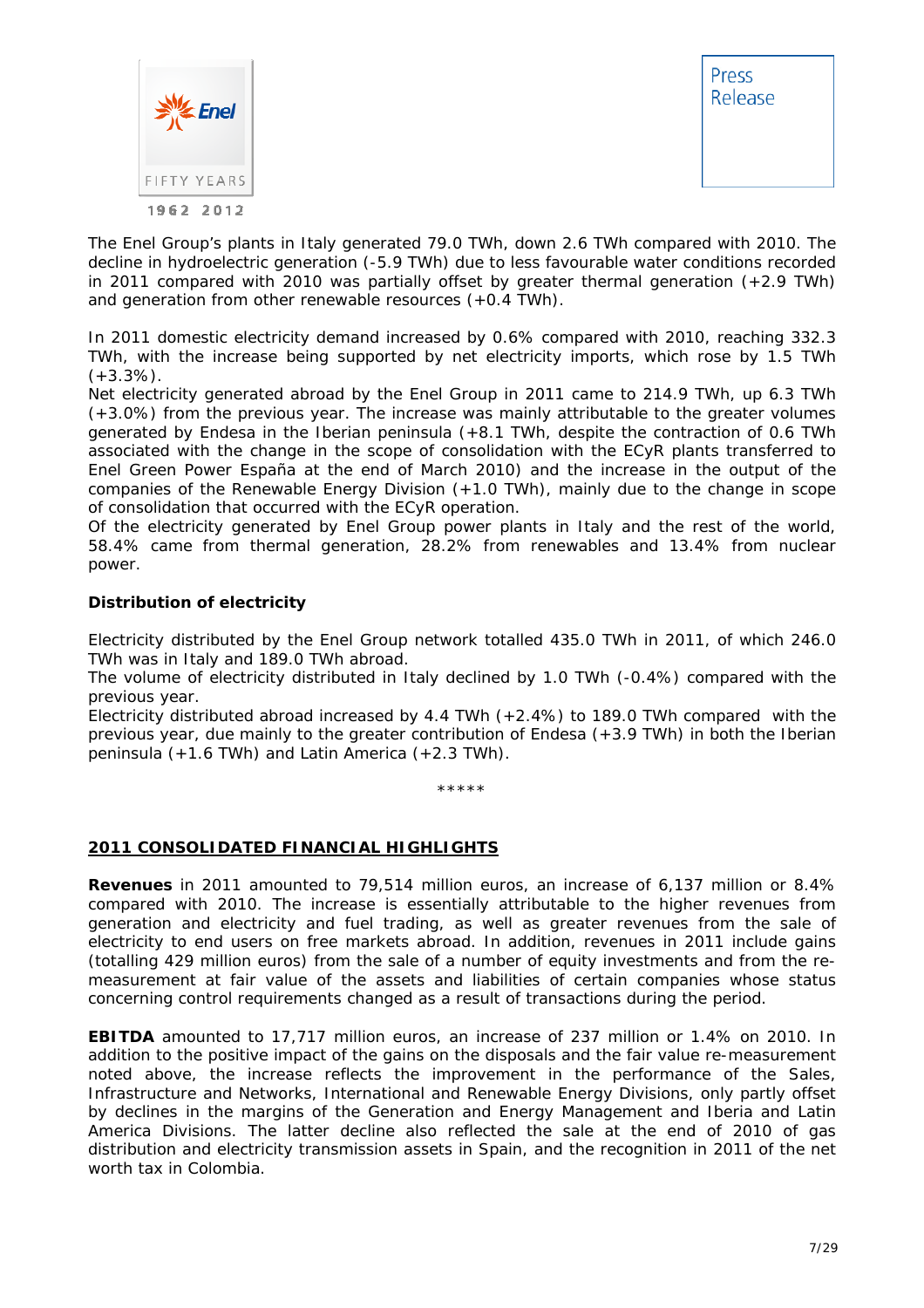The Enel Group's plants in Italy generated 79.0 TWh, down 2.6 TWh compared with 2010. The decline in hydroelectric generation (-5.9 TWh) due to less favourable water conditions recorded in 2011 compared with 2010 was partially offset by greater thermal generation (+2.9 TWh) and generation from other renewable resources (+0.4 TWh).

In 2011 domestic electricity demand increased by 0.6% compared with 2010, reaching 332.3 TWh, with the increase being supported by net electricity imports, which rose by 1.5 TWh (+3.3%).
Net electricity generated abroad by the Enel Group in 2011 came to 214.9 TWh, up 6.3 TWh (+3.0%) from the previous year. The increase was mainly attributable to the greater volumes generated by Endesa in the Iberian peninsula (+8.1 TWh, despite the contraction of 0.6 TWh associated with the change in the scope of consolidation with the ECyR plants transferred to Enel Green Power España at the end of March 2010) and the increase in the output of the companies of the Renewable Energy Division (+1.0 TWh), mainly due to the change in scope of consolidation that occurred with the ECyR operation.
Of the electricity generated by Enel Group power plants in Italy and the rest of the world, 58.4% came from thermal generation, 28.2% from renewables and 13.4% from nuclear power.

**Distribution of electricity**

Electricity distributed by the Enel Group network totalled 435.0 TWh in 2011, of which 246.0 TWh was in Italy and 189.0 TWh abroad.
The volume of electricity distributed in Italy declined by 1.0 TWh (-0.4%) compared with the previous year.
Electricity distributed abroad increased by 4.4 TWh (+2.4%) to 189.0 TWh compared with the previous year, due mainly to the greater contribution of Endesa (+3.9 TWh) in both the Iberian peninsula (+1.6 TWh) and Latin America (+2.3 TWh).

*****

## 2011 CONSOLIDATED FINANCIAL HIGHLIGHTS

**Revenues** in 2011 amounted to 79,514 million euros, an increase of 6,137 million or 8.4% compared with 2010. The increase is essentially attributable to the higher revenues from generation and electricity and fuel trading, as well as greater revenues from the sale of electricity to end users on free markets abroad. In addition, revenues in 2011 include gains (totalling 429 million euros) from the sale of a number of equity investments and from the re-measurement at fair value of the assets and liabilities of certain companies whose status concerning control requirements changed as a result of transactions during the period.

**EBITDA** amounted to 17,717 million euros, an increase of 237 million or 1.4% on 2010. In addition to the positive impact of the gains on the disposals and the fair value re-measurement noted above, the increase reflects the improvement in the performance of the Sales, Infrastructure and Networks, International and Renewable Energy Divisions, only partly offset by declines in the margins of the Generation and Energy Management and Iberia and Latin America Divisions. The latter decline also reflected the sale at the end of 2010 of gas distribution and electricity transmission assets in Spain, and the recognition in 2011 of the net worth tax in Colombia.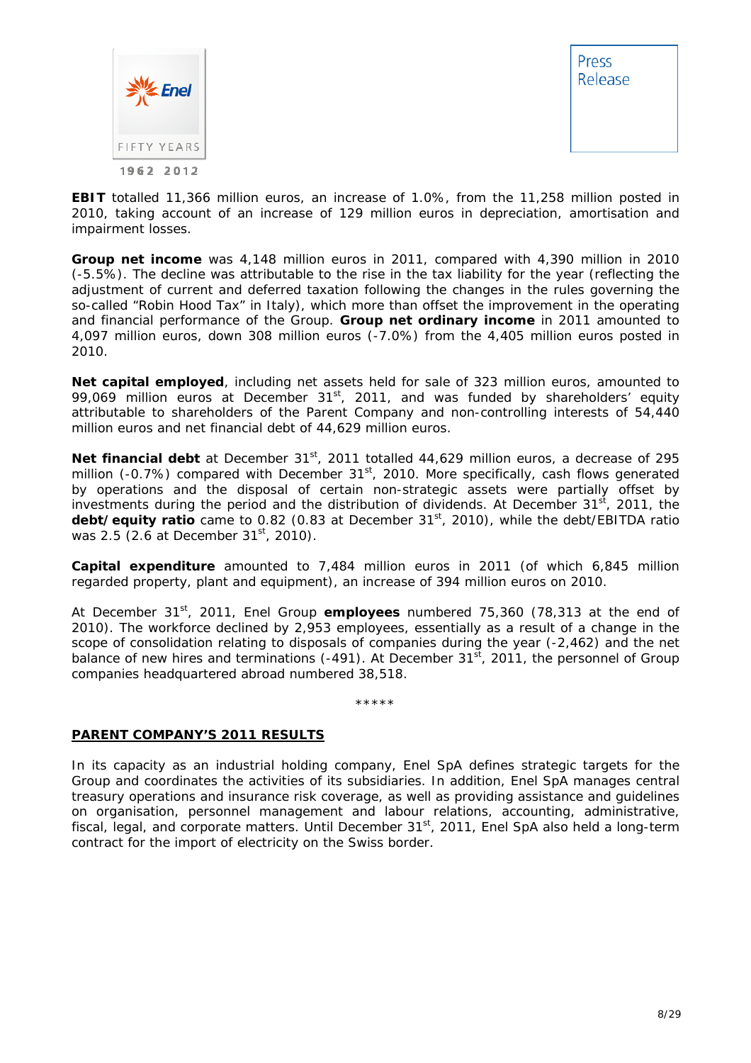**EBIT** totalled 11,366 million euros, an increase of 1.0%, from the 11,258 million posted in 2010, taking account of an increase of 129 million euros in depreciation, amortisation and impairment losses.

**Group net income** was 4,148 million euros in 2011, compared with 4,390 million in 2010 (-5.5%). The decline was attributable to the rise in the tax liability for the year (reflecting the adjustment of current and deferred taxation following the changes in the rules governing the so-called "Robin Hood Tax" in Italy), which more than offset the improvement in the operating and financial performance of the Group. **Group net ordinary income** in 2011 amounted to 4,097 million euros, down 308 million euros (-7.0%) from the 4,405 million euros posted in 2010.

**Net capital employed**, including net assets held for sale of 323 million euros, amounted to 99,069 million euros at December 31st, 2011, and was funded by shareholders' equity attributable to shareholders of the Parent Company and non-controlling interests of 54,440 million euros and net financial debt of 44,629 million euros.

**Net financial debt** at December 31st, 2011 totalled 44,629 million euros, a decrease of 295 million (-0.7%) compared with December 31st, 2010. More specifically, cash flows generated by operations and the disposal of certain non-strategic assets were partially offset by investments during the period and the distribution of dividends. At December 31st, 2011, the **debt/equity ratio** came to 0.82 (0.83 at December 31st, 2010), while the debt/EBITDA ratio was 2.5 (2.6 at December 31st, 2010).

**Capital expenditure** amounted to 7,484 million euros in 2011 (of which 6,845 million regarded property, plant and equipment), an increase of 394 million euros on 2010.

At December 31st, 2011, Enel Group **employees** numbered 75,360 (78,313 at the end of 2010). The workforce declined by 2,953 employees, essentially as a result of a change in the scope of consolidation relating to disposals of companies during the year (-2,462) and the net balance of new hires and terminations (-491). At December 31st, 2011, the personnel of Group companies headquartered abroad numbered 38,518.

*****

## PARENT COMPANY'S 2011 RESULTS

In its capacity as an industrial holding company, Enel SpA defines strategic targets for the Group and coordinates the activities of its subsidiaries. In addition, Enel SpA manages central treasury operations and insurance risk coverage, as well as providing assistance and guidelines on organisation, personnel management and labour relations, accounting, administrative, fiscal, legal, and corporate matters. Until December 31st, 2011, Enel SpA also held a long-term contract for the import of electricity on the Swiss border.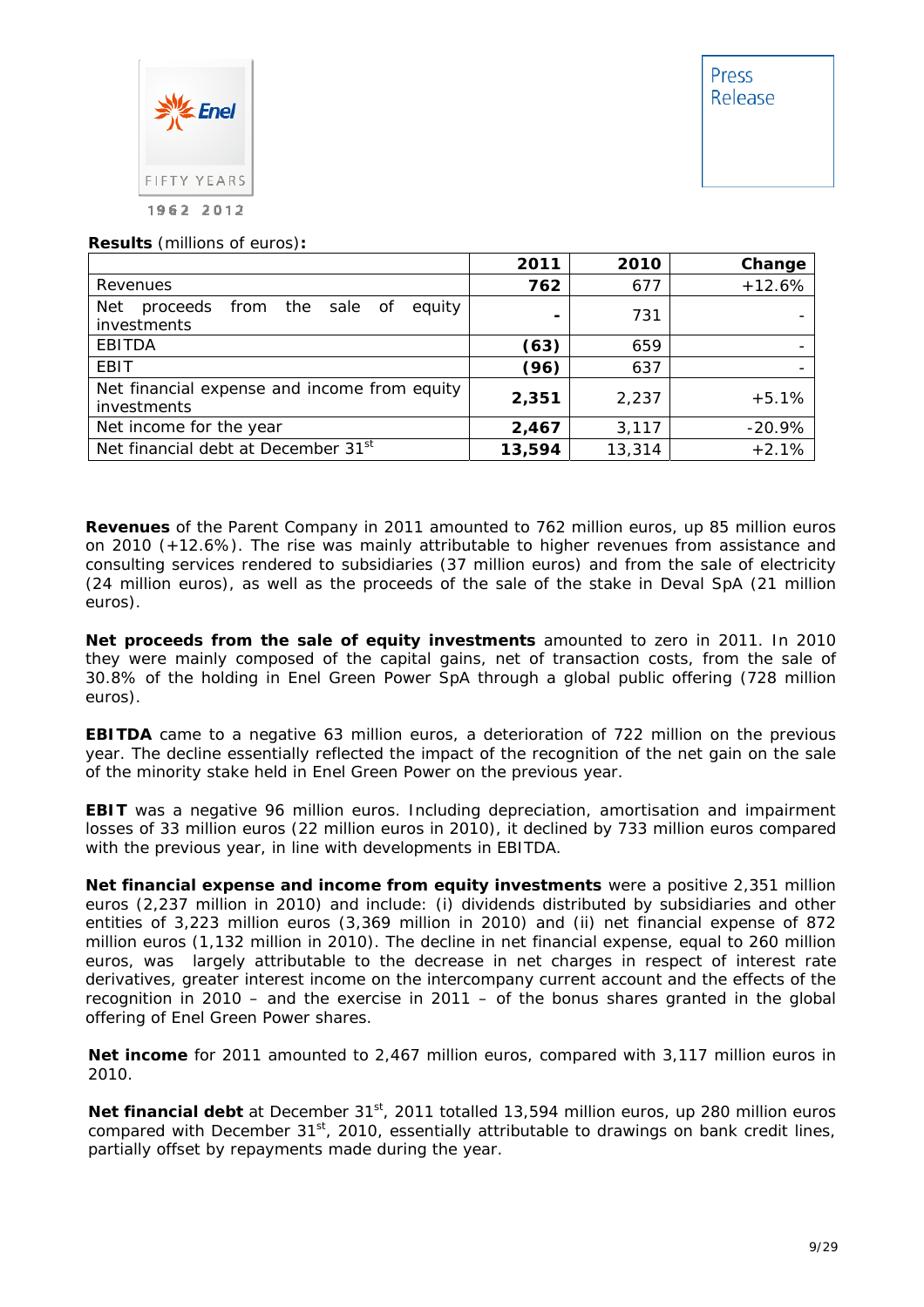**Results** (millions of euros)**:**

| | 2011 | 2010 | Change |
|---|---|---|---|
| Revenues | **762** | 677 | +12.6% |
| Net proceeds from the sale of equity investments | **-** | 731 | - |
| EBITDA | **(63)** | 659 | - |
| EBIT | **(96)** | 637 | - |
| Net financial expense and income from equity investments | **2,351** | 2,237 | +5.1% |
| Net income for the year | **2,467** | 3,117 | -20.9% |
| Net financial debt at December 31st | **13,594** | 13,314 | +2.1% |

**Revenues** of the Parent Company in 2011 amounted to 762 million euros, up 85 million euros on 2010 (+12.6%). The rise was mainly attributable to higher revenues from assistance and consulting services rendered to subsidiaries (37 million euros) and from the sale of electricity (24 million euros), as well as the proceeds of the sale of the stake in Deval SpA (21 million euros).

**Net proceeds from the sale of equity investments** amounted to zero in 2011. In 2010 they were mainly composed of the capital gains, net of transaction costs, from the sale of 30.8% of the holding in Enel Green Power SpA through a global public offering (728 million euros).

**EBITDA** came to a negative 63 million euros, a deterioration of 722 million on the previous year. The decline essentially reflected the impact of the recognition of the net gain on the sale of the minority stake held in Enel Green Power on the previous year.

**EBIT** was a negative 96 million euros. Including depreciation, amortisation and impairment losses of 33 million euros (22 million euros in 2010), it declined by 733 million euros compared with the previous year, in line with developments in EBITDA.

**Net financial expense and income from equity investments** were a positive 2,351 million euros (2,237 million in 2010) and include: (i) dividends distributed by subsidiaries and other entities of 3,223 million euros (3,369 million in 2010) and (ii) net financial expense of 872 million euros (1,132 million in 2010). The decline in net financial expense, equal to 260 million euros, was largely attributable to the decrease in net charges in respect of interest rate derivatives, greater interest income on the intercompany current account and the effects of the recognition in 2010 – and the exercise in 2011 – of the bonus shares granted in the global offering of Enel Green Power shares.

**Net income** for 2011 amounted to 2,467 million euros, compared with 3,117 million euros in 2010.

**Net financial debt** at December 31st, 2011 totalled 13,594 million euros, up 280 million euros compared with December 31st, 2010, essentially attributable to drawings on bank credit lines, partially offset by repayments made during the year.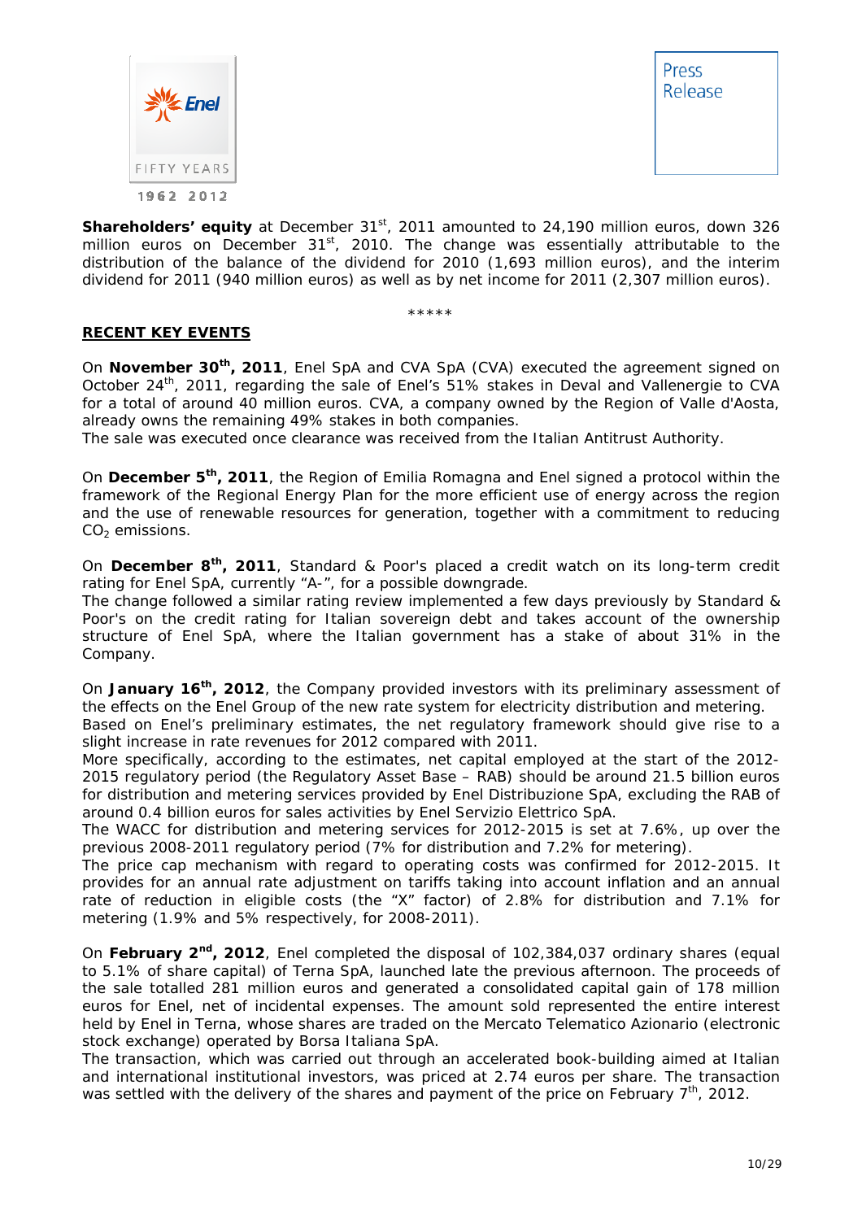**Shareholders' equity** at December 31st, 2011 amounted to 24,190 million euros, down 326 million euros on December 31st, 2010. The change was essentially attributable to the distribution of the balance of the dividend for 2010 (1,693 million euros), and the interim dividend for 2011 (940 million euros) as well as by net income for 2011 (2,307 million euros).

*****

## RECENT KEY EVENTS

On **November 30th, 2011**, Enel SpA and CVA SpA (CVA) executed the agreement signed on October 24th, 2011, regarding the sale of Enel's 51% stakes in Deval and Vallenergie to CVA for a total of around 40 million euros. CVA, a company owned by the Region of Valle d'Aosta, already owns the remaining 49% stakes in both companies.
The sale was executed once clearance was received from the Italian Antitrust Authority.

On **December 5th, 2011**, the Region of Emilia Romagna and Enel signed a protocol within the framework of the Regional Energy Plan for the more efficient use of energy across the region and the use of renewable resources for generation, together with a commitment to reducing $CO_2$ emissions.

On **December 8th, 2011**, Standard & Poor's placed a credit watch on its long-term credit rating for Enel SpA, currently "A-", for a possible downgrade.
The change followed a similar rating review implemented a few days previously by Standard & Poor's on the credit rating for Italian sovereign debt and takes account of the ownership structure of Enel SpA, where the Italian government has a stake of about 31% in the Company.

On **January 16th, 2012**, the Company provided investors with its preliminary assessment of the effects on the Enel Group of the new rate system for electricity distribution and metering.
Based on Enel's preliminary estimates, the net regulatory framework should give rise to a slight increase in rate revenues for 2012 compared with 2011.
More specifically, according to the estimates, net capital employed at the start of the 2012-2015 regulatory period (the Regulatory Asset Base – RAB) should be around 21.5 billion euros for distribution and metering services provided by Enel Distribuzione SpA, excluding the RAB of around 0.4 billion euros for sales activities by Enel Servizio Elettrico SpA.
The WACC for distribution and metering services for 2012-2015 is set at 7.6%, up over the previous 2008-2011 regulatory period (7% for distribution and 7.2% for metering).
The price cap mechanism with regard to operating costs was confirmed for 2012-2015. It provides for an annual rate adjustment on tariffs taking into account inflation and an annual rate of reduction in eligible costs (the "X" factor) of 2.8% for distribution and 7.1% for metering (1.9% and 5% respectively, for 2008-2011).

On **February 2nd, 2012**, Enel completed the disposal of 102,384,037 ordinary shares (equal to 5.1% of share capital) of Terna SpA, launched late the previous afternoon. The proceeds of the sale totalled 281 million euros and generated a consolidated capital gain of 178 million euros for Enel, net of incidental expenses. The amount sold represented the entire interest held by Enel in Terna, whose shares are traded on the Mercato Telematico Azionario (electronic stock exchange) operated by Borsa Italiana SpA.
The transaction, which was carried out through an accelerated book-building aimed at Italian and international institutional investors, was priced at 2.74 euros per share. The transaction was settled with the delivery of the shares and payment of the price on February 7th, 2012.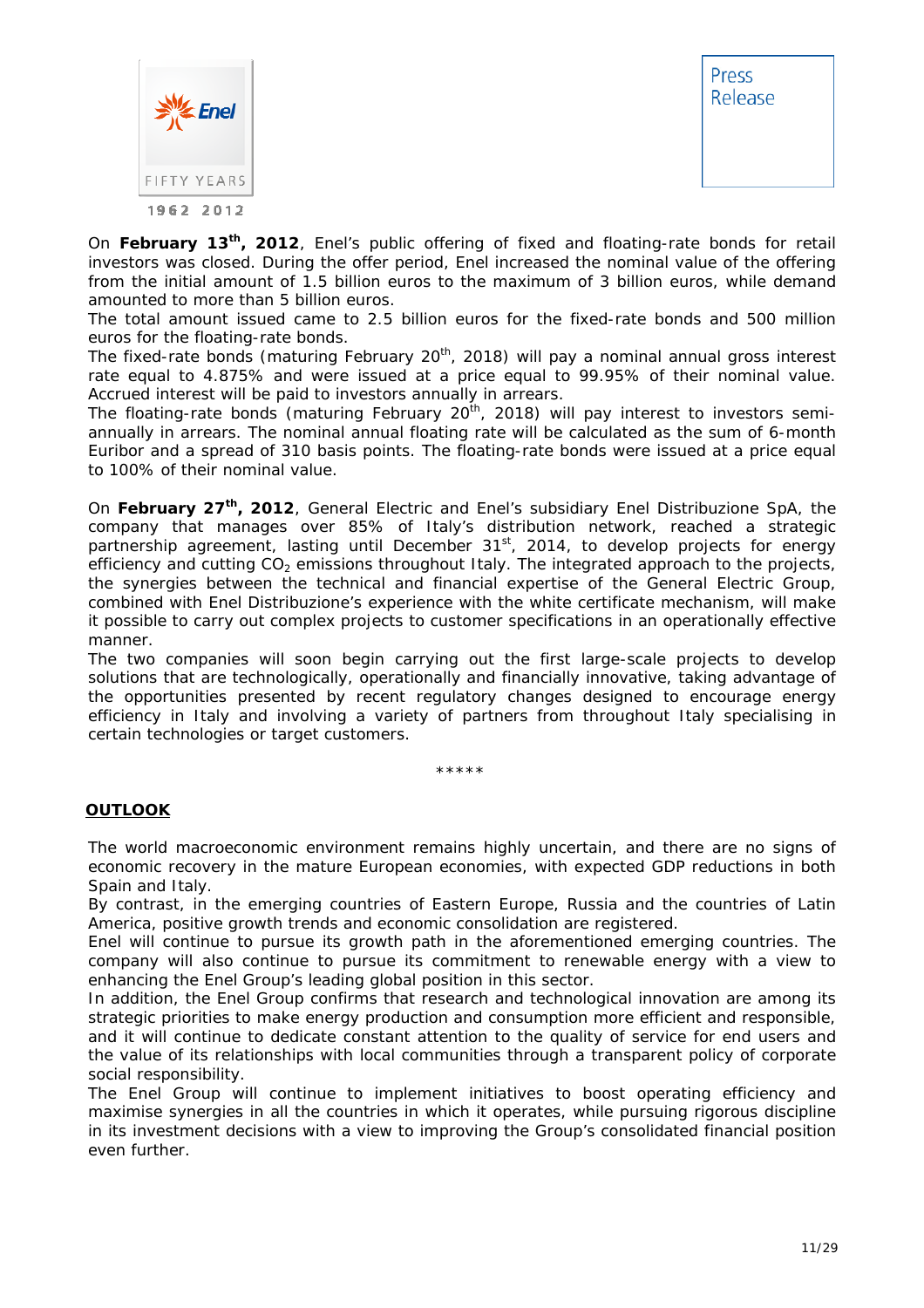On **February 13th, 2012**, Enel's public offering of fixed and floating-rate bonds for retail investors was closed. During the offer period, Enel increased the nominal value of the offering from the initial amount of 1.5 billion euros to the maximum of 3 billion euros, while demand amounted to more than 5 billion euros.
The total amount issued came to 2.5 billion euros for the fixed-rate bonds and 500 million euros for the floating-rate bonds.
The fixed-rate bonds (maturing February 20th, 2018) will pay a nominal annual gross interest rate equal to 4.875% and were issued at a price equal to 99.95% of their nominal value. Accrued interest will be paid to investors annually in arrears.
The floating-rate bonds (maturing February 20th, 2018) will pay interest to investors semi-annually in arrears. The nominal annual floating rate will be calculated as the sum of 6-month Euribor and a spread of 310 basis points. The floating-rate bonds were issued at a price equal to 100% of their nominal value.

On **February 27th, 2012**, General Electric and Enel's subsidiary Enel Distribuzione SpA, the company that manages over 85% of Italy's distribution network, reached a strategic partnership agreement, lasting until December 31st, 2014, to develop projects for energy efficiency and cutting $CO_2$ emissions throughout Italy. The integrated approach to the projects, the synergies between the technical and financial expertise of the General Electric Group, combined with Enel Distribuzione's experience with the white certificate mechanism, will make it possible to carry out complex projects to customer specifications in an operationally effective manner.
The two companies will soon begin carrying out the first large-scale projects to develop solutions that are technologically, operationally and financially innovative, taking advantage of the opportunities presented by recent regulatory changes designed to encourage energy efficiency in Italy and involving a variety of partners from throughout Italy specialising in certain technologies or target customers.

*****

## OUTLOOK

The world macroeconomic environment remains highly uncertain, and there are no signs of economic recovery in the mature European economies, with expected GDP reductions in both Spain and Italy.
By contrast, in the emerging countries of Eastern Europe, Russia and the countries of Latin America, positive growth trends and economic consolidation are registered.
Enel will continue to pursue its growth path in the aforementioned emerging countries. The company will also continue to pursue its commitment to renewable energy with a view to enhancing the Enel Group's leading global position in this sector.
In addition, the Enel Group confirms that research and technological innovation are among its strategic priorities to make energy production and consumption more efficient and responsible, and it will continue to dedicate constant attention to the quality of service for end users and the value of its relationships with local communities through a transparent policy of corporate social responsibility.
The Enel Group will continue to implement initiatives to boost operating efficiency and maximise synergies in all the countries in which it operates, while pursuing rigorous discipline in its investment decisions with a view to improving the Group's consolidated financial position even further.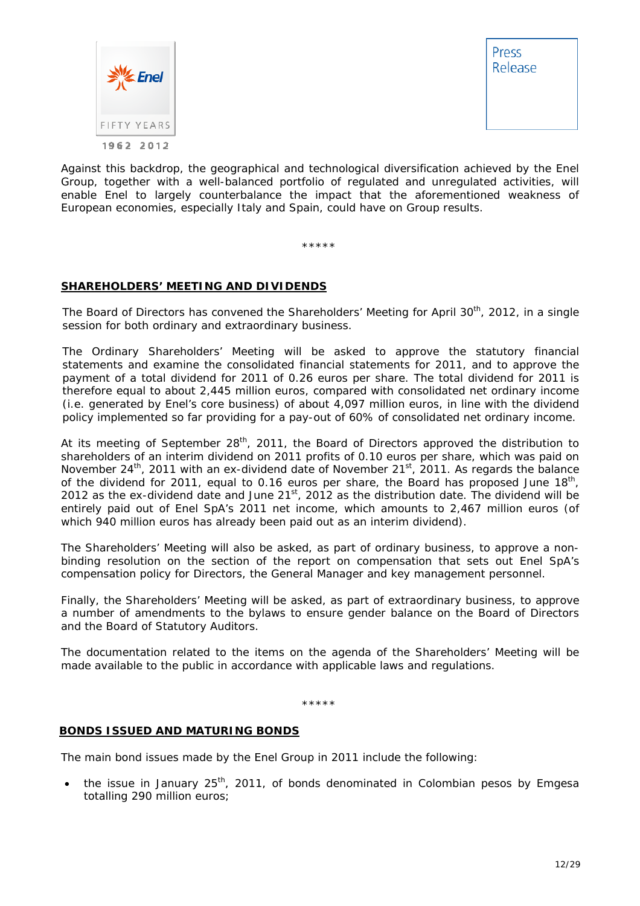Against this backdrop, the geographical and technological diversification achieved by the Enel Group, together with a well-balanced portfolio of regulated and unregulated activities, will enable Enel to largely counterbalance the impact that the aforementioned weakness of European economies, especially Italy and Spain, could have on Group results.

*****

## SHAREHOLDERS' MEETING AND DIVIDENDS

The Board of Directors has convened the Shareholders' Meeting for April 30th, 2012, in a single session for both ordinary and extraordinary business.

The Ordinary Shareholders' Meeting will be asked to approve the statutory financial statements and examine the consolidated financial statements for 2011, and to approve the payment of a total dividend for 2011 of 0.26 euros per share. The total dividend for 2011 is therefore equal to about 2,445 million euros, compared with consolidated net ordinary income (i.e. generated by Enel's core business) of about 4,097 million euros, in line with the dividend policy implemented so far providing for a pay-out of 60% of consolidated net ordinary income.

At its meeting of September 28th, 2011, the Board of Directors approved the distribution to shareholders of an interim dividend on 2011 profits of 0.10 euros per share, which was paid on November 24th, 2011 with an ex-dividend date of November 21st, 2011. As regards the balance of the dividend for 2011, equal to 0.16 euros per share, the Board has proposed June 18th, 2012 as the ex-dividend date and June 21st, 2012 as the distribution date. The dividend will be entirely paid out of Enel SpA's 2011 net income, which amounts to 2,467 million euros (of which 940 million euros has already been paid out as an interim dividend).

The Shareholders' Meeting will also be asked, as part of ordinary business, to approve a non-binding resolution on the section of the report on compensation that sets out Enel SpA's compensation policy for Directors, the General Manager and key management personnel.

Finally, the Shareholders' Meeting will be asked, as part of extraordinary business, to approve a number of amendments to the bylaws to ensure gender balance on the Board of Directors and the Board of Statutory Auditors.

The documentation related to the items on the agenda of the Shareholders' Meeting will be made available to the public in accordance with applicable laws and regulations.

*****

## BONDS ISSUED AND MATURING BONDS

The main bond issues made by the Enel Group in 2011 include the following:

- the issue in January 25th, 2011, of bonds denominated in Colombian pesos by Emgesa totalling 290 million euros;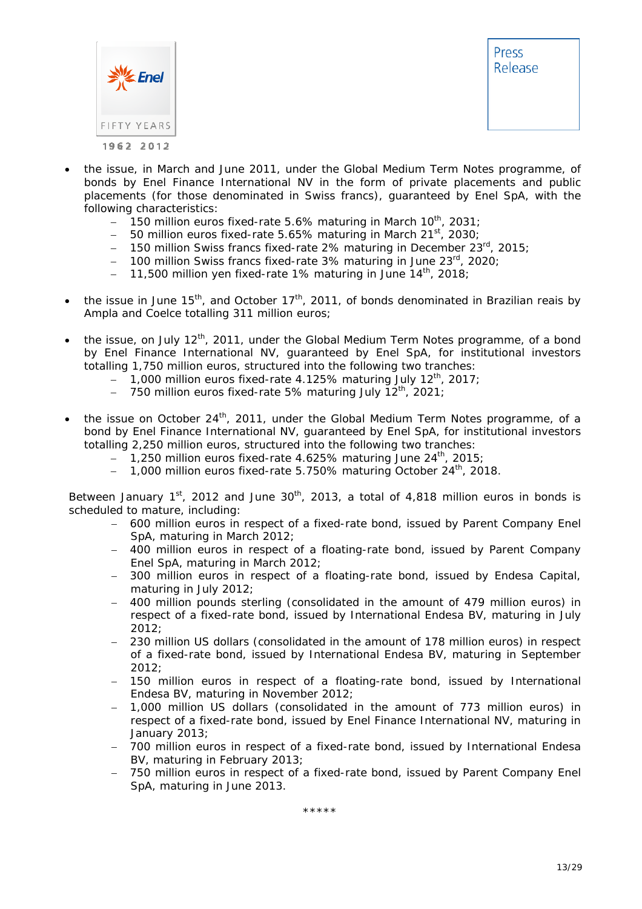- the issue, in March and June 2011, under the Global Medium Term Notes programme, of bonds by Enel Finance International NV in the form of private placements and public placements (for those denominated in Swiss francs), guaranteed by Enel SpA, with the following characteristics:
  - 150 million euros fixed-rate 5.6% maturing in March 10th, 2031;
  - 50 million euros fixed-rate 5.65% maturing in March 21st, 2030;
  - 150 million Swiss francs fixed-rate 2% maturing in December 23rd, 2015;
  - 100 million Swiss francs fixed-rate 3% maturing in June 23rd, 2020;
  - 11,500 million yen fixed-rate 1% maturing in June 14th, 2018;

- the issue in June 15th, and October 17th, 2011, of bonds denominated in Brazilian reais by Ampla and Coelce totalling 311 million euros;

- the issue, on July 12th, 2011, under the Global Medium Term Notes programme, of a bond by Enel Finance International NV, guaranteed by Enel SpA, for institutional investors totalling 1,750 million euros, structured into the following two tranches:
  - 1,000 million euros fixed-rate 4.125% maturing July 12th, 2017;
  - 750 million euros fixed-rate 5% maturing July 12th, 2021;

- the issue on October 24th, 2011, under the Global Medium Term Notes programme, of a bond by Enel Finance International NV, guaranteed by Enel SpA, for institutional investors totalling 2,250 million euros, structured into the following two tranches:
  - 1,250 million euros fixed-rate 4.625% maturing June 24th, 2015;
  - 1,000 million euros fixed-rate 5.750% maturing October 24th, 2018.

Between January 1st, 2012 and June 30th, 2013, a total of 4,818 million euros in bonds is scheduled to mature, including:

- 600 million euros in respect of a fixed-rate bond, issued by Parent Company Enel SpA, maturing in March 2012;
- 400 million euros in respect of a floating-rate bond, issued by Parent Company Enel SpA, maturing in March 2012;
- 300 million euros in respect of a floating-rate bond, issued by Endesa Capital, maturing in July 2012;
- 400 million pounds sterling (consolidated in the amount of 479 million euros) in respect of a fixed-rate bond, issued by International Endesa BV, maturing in July 2012;
- 230 million US dollars (consolidated in the amount of 178 million euros) in respect of a fixed-rate bond, issued by International Endesa BV, maturing in September 2012;
- 150 million euros in respect of a floating-rate bond, issued by International Endesa BV, maturing in November 2012;
- 1,000 million US dollars (consolidated in the amount of 773 million euros) in respect of a fixed-rate bond, issued by Enel Finance International NV, maturing in January 2013;
- 700 million euros in respect of a fixed-rate bond, issued by International Endesa BV, maturing in February 2013;
- 750 million euros in respect of a fixed-rate bond, issued by Parent Company Enel SpA, maturing in June 2013.

*****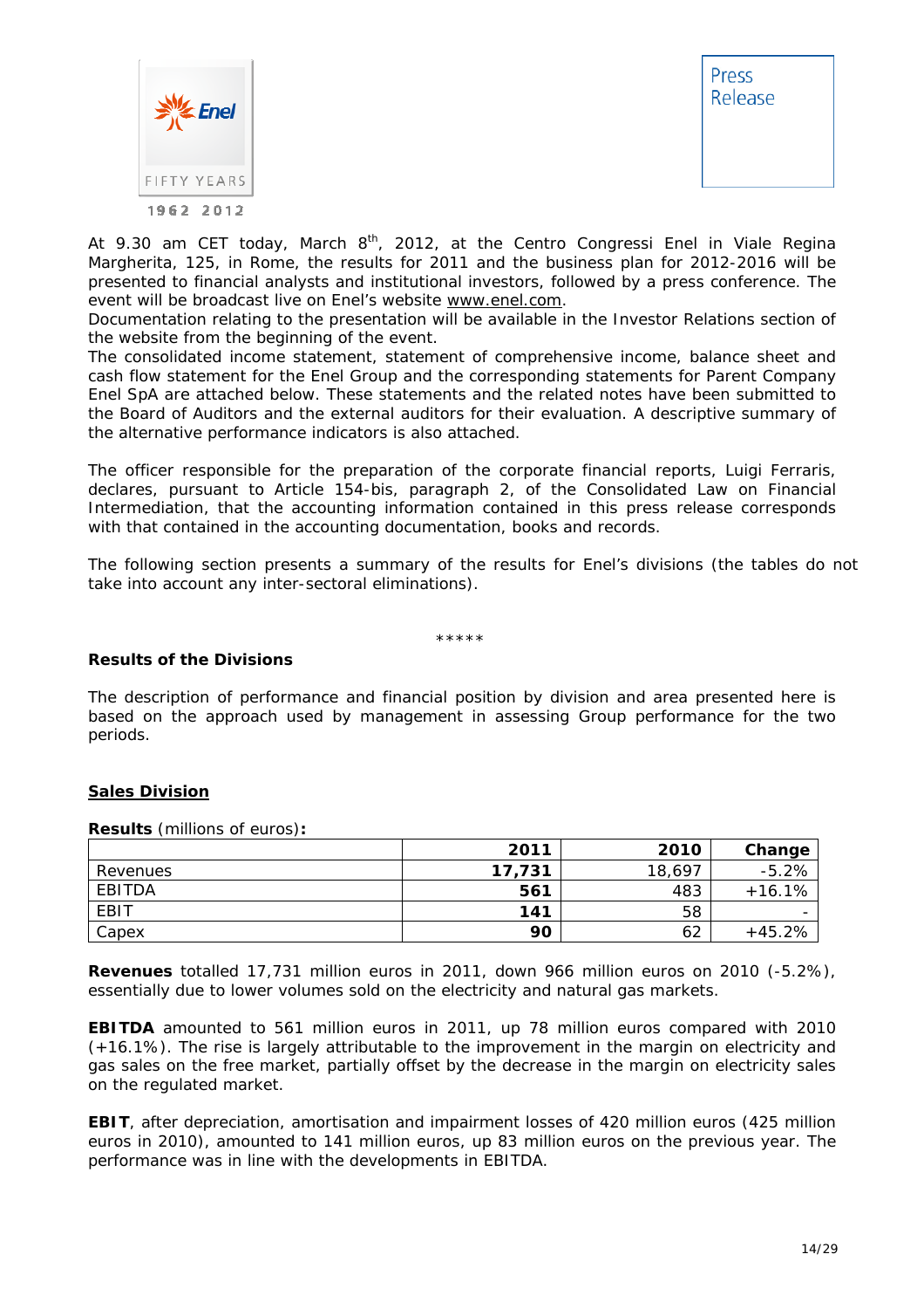At 9.30 am CET today, March 8th, 2012, at the Centro Congressi Enel in Viale Regina Margherita, 125, in Rome, the results for 2011 and the business plan for 2012-2016 will be presented to financial analysts and institutional investors, followed by a press conference. The event will be broadcast live on Enel's website www.enel.com.
Documentation relating to the presentation will be available in the Investor Relations section of the website from the beginning of the event.
The consolidated income statement, statement of comprehensive income, balance sheet and cash flow statement for the Enel Group and the corresponding statements for Parent Company Enel SpA are attached below. These statements and the related notes have been submitted to the Board of Auditors and the external auditors for their evaluation. A descriptive summary of the alternative performance indicators is also attached.

The officer responsible for the preparation of the corporate financial reports, Luigi Ferraris, declares, pursuant to Article 154-bis, paragraph 2, of the Consolidated Law on Financial Intermediation, that the accounting information contained in this press release corresponds with that contained in the accounting documentation, books and records.

The following section presents a summary of the results for Enel's divisions (the tables do not take into account any inter-sectoral eliminations).

*****

**Results of the Divisions**

The description of performance and financial position by division and area presented here is based on the approach used by management in assessing Group performance for the two periods.

**Sales Division**

**Results** (millions of euros)**:**

| | **2011** | **2010** | **Change** |
|---|---|---|---|
| Revenues | **17,731** | 18,697 | -5.2% |
| EBITDA | **561** | 483 | +16.1% |
| EBIT | **141** | 58 | - |
| Capex | **90** | 62 | +45.2% |

**Revenues** totalled 17,731 million euros in 2011, down 966 million euros on 2010 (-5.2%), essentially due to lower volumes sold on the electricity and natural gas markets.

**EBITDA** amounted to 561 million euros in 2011, up 78 million euros compared with 2010 (+16.1%). The rise is largely attributable to the improvement in the margin on electricity and gas sales on the free market, partially offset by the decrease in the margin on electricity sales on the regulated market.

**EBIT**, after depreciation, amortisation and impairment losses of 420 million euros (425 million euros in 2010), amounted to 141 million euros, up 83 million euros on the previous year. The performance was in line with the developments in EBITDA.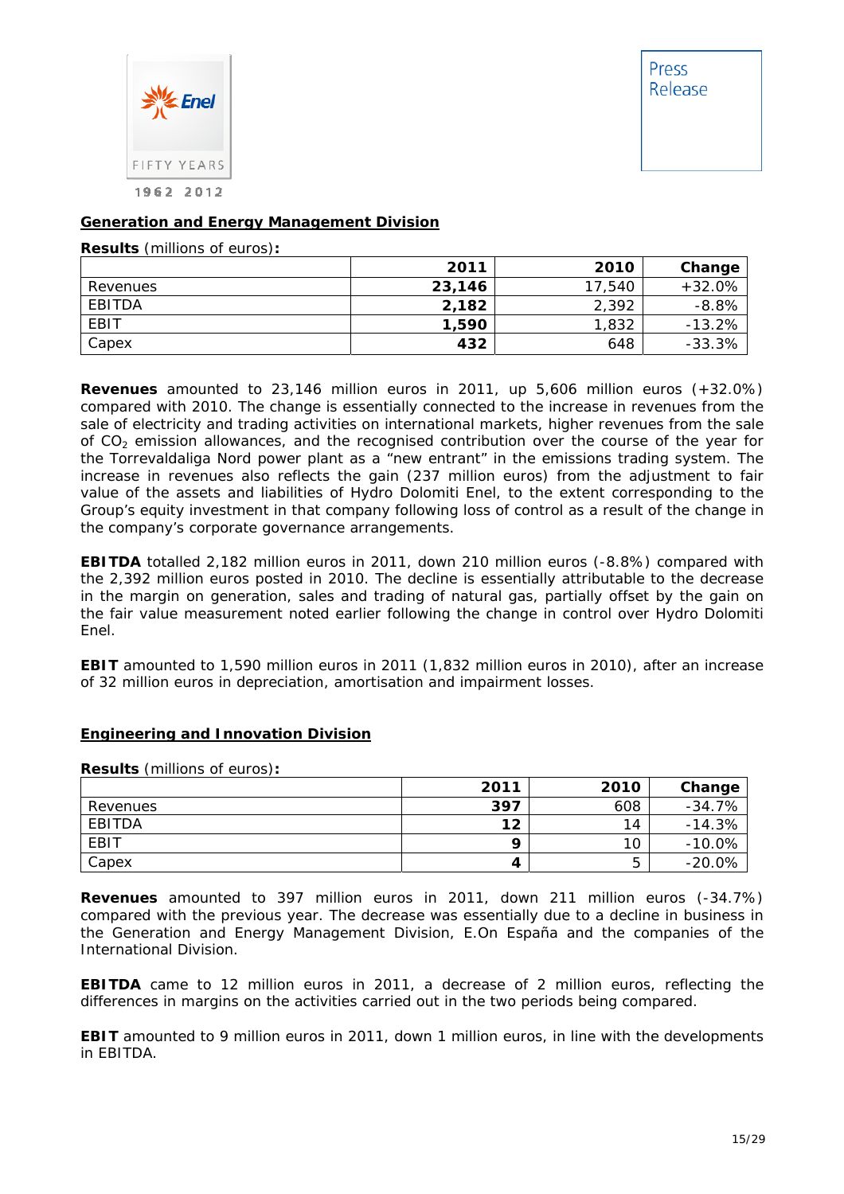## Generation and Energy Management Division

**Results** (millions of euros)**:**

| | 2011 | 2010 | Change |
|---|---|---|---|
| Revenues | **23,146** | 17,540 | +32.0% |
| EBITDA | **2,182** | 2,392 | -8.8% |
| EBIT | **1,590** | 1,832 | -13.2% |
| Capex | **432** | 648 | -33.3% |

**Revenues** amounted to 23,146 million euros in 2011, up 5,606 million euros (+32.0%) compared with 2010. The change is essentially connected to the increase in revenues from the sale of electricity and trading activities on international markets, higher revenues from the sale of $CO_2$ emission allowances, and the recognised contribution over the course of the year for the Torrevaldaliga Nord power plant as a "new entrant" in the emissions trading system. The increase in revenues also reflects the gain (237 million euros) from the adjustment to fair value of the assets and liabilities of Hydro Dolomiti Enel, to the extent corresponding to the Group's equity investment in that company following loss of control as a result of the change in the company's corporate governance arrangements.

**EBITDA** totalled 2,182 million euros in 2011, down 210 million euros (-8.8%) compared with the 2,392 million euros posted in 2010. The decline is essentially attributable to the decrease in the margin on generation, sales and trading of natural gas, partially offset by the gain on the fair value measurement noted earlier following the change in control over Hydro Dolomiti Enel.

**EBIT** amounted to 1,590 million euros in 2011 (1,832 million euros in 2010), after an increase of 32 million euros in depreciation, amortisation and impairment losses.

## Engineering and Innovation Division

**Results** (millions of euros)**:**

| | 2011 | 2010 | Change |
|---|---|---|---|
| Revenues | **397** | 608 | -34.7% |
| EBITDA | **12** | 14 | -14.3% |
| EBIT | **9** | 10 | -10.0% |
| Capex | **4** | 5 | -20.0% |

**Revenues** amounted to 397 million euros in 2011, down 211 million euros (-34.7%) compared with the previous year. The decrease was essentially due to a decline in business in the Generation and Energy Management Division, E.On España and the companies of the International Division.

**EBITDA** came to 12 million euros in 2011, a decrease of 2 million euros, reflecting the differences in margins on the activities carried out in the two periods being compared.

**EBIT** amounted to 9 million euros in 2011, down 1 million euros, in line with the developments in EBITDA.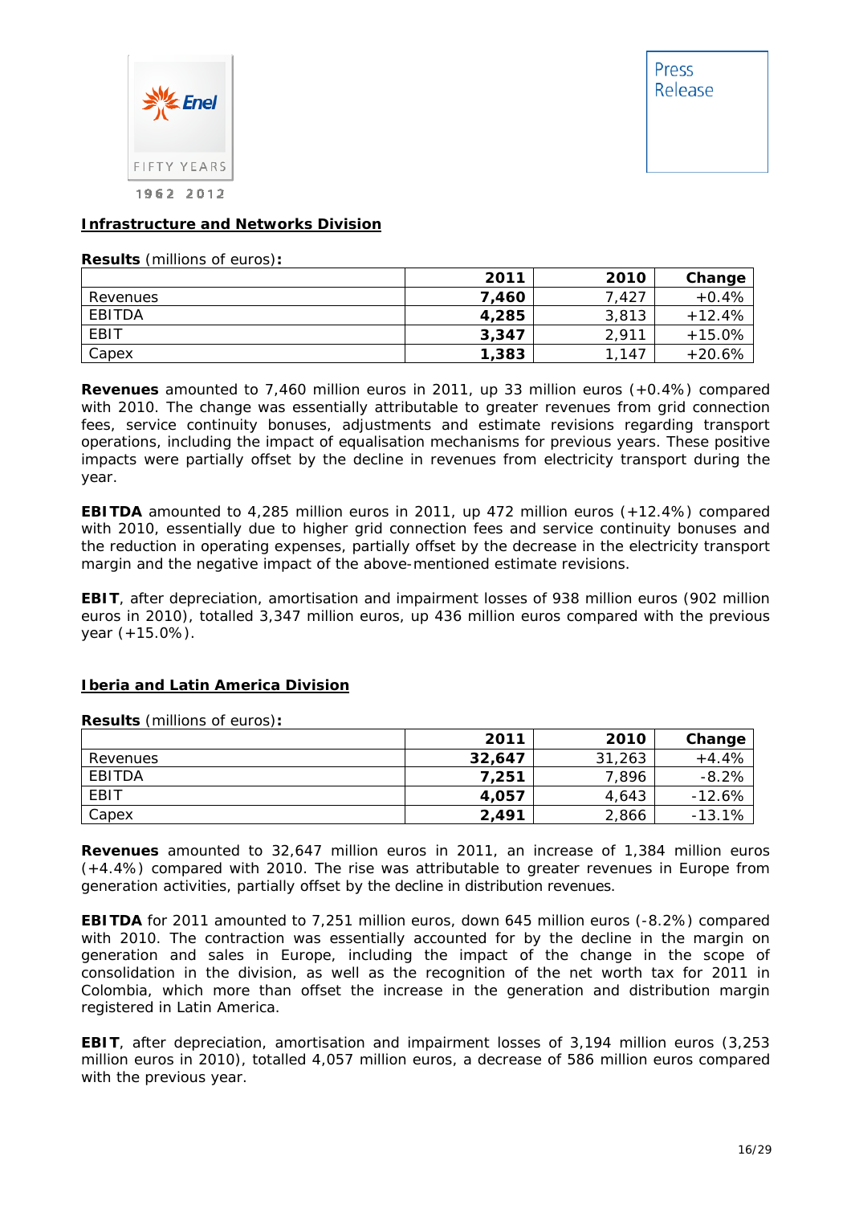## Infrastructure and Networks Division

**Results** (millions of euros)**:**

| | 2011 | 2010 | Change |
|---|---|---|---|
| Revenues | **7,460** | 7,427 | +0.4% |
| EBITDA | **4,285** | 3,813 | +12.4% |
| EBIT | **3,347** | 2,911 | +15.0% |
| Capex | **1,383** | 1,147 | +20.6% |

**Revenues** amounted to 7,460 million euros in 2011, up 33 million euros (+0.4%) compared with 2010. The change was essentially attributable to greater revenues from grid connection fees, service continuity bonuses, adjustments and estimate revisions regarding transport operations, including the impact of equalisation mechanisms for previous years. These positive impacts were partially offset by the decline in revenues from electricity transport during the year.

**EBITDA** amounted to 4,285 million euros in 2011, up 472 million euros (+12.4%) compared with 2010, essentially due to higher grid connection fees and service continuity bonuses and the reduction in operating expenses, partially offset by the decrease in the electricity transport margin and the negative impact of the above-mentioned estimate revisions.

**EBIT**, after depreciation, amortisation and impairment losses of 938 million euros (902 million euros in 2010), totalled 3,347 million euros, up 436 million euros compared with the previous year (+15.0%).

## Iberia and Latin America Division

**Results** (millions of euros)**:**

| | 2011 | 2010 | Change |
|---|---|---|---|
| Revenues | **32,647** | 31,263 | +4.4% |
| EBITDA | **7,251** | 7,896 | -8.2% |
| EBIT | **4,057** | 4,643 | -12.6% |
| Capex | **2,491** | 2,866 | -13.1% |

**Revenues** amounted to 32,647 million euros in 2011, an increase of 1,384 million euros (+4.4%) compared with 2010. The rise was attributable to greater revenues in Europe from generation activities, partially offset by the decline in distribution revenues.

**EBITDA** for 2011 amounted to 7,251 million euros, down 645 million euros (-8.2%) compared with 2010. The contraction was essentially accounted for by the decline in the margin on generation and sales in Europe, including the impact of the change in the scope of consolidation in the division, as well as the recognition of the net worth tax for 2011 in Colombia, which more than offset the increase in the generation and distribution margin registered in Latin America.

**EBIT**, after depreciation, amortisation and impairment losses of 3,194 million euros (3,253 million euros in 2010), totalled 4,057 million euros, a decrease of 586 million euros compared with the previous year.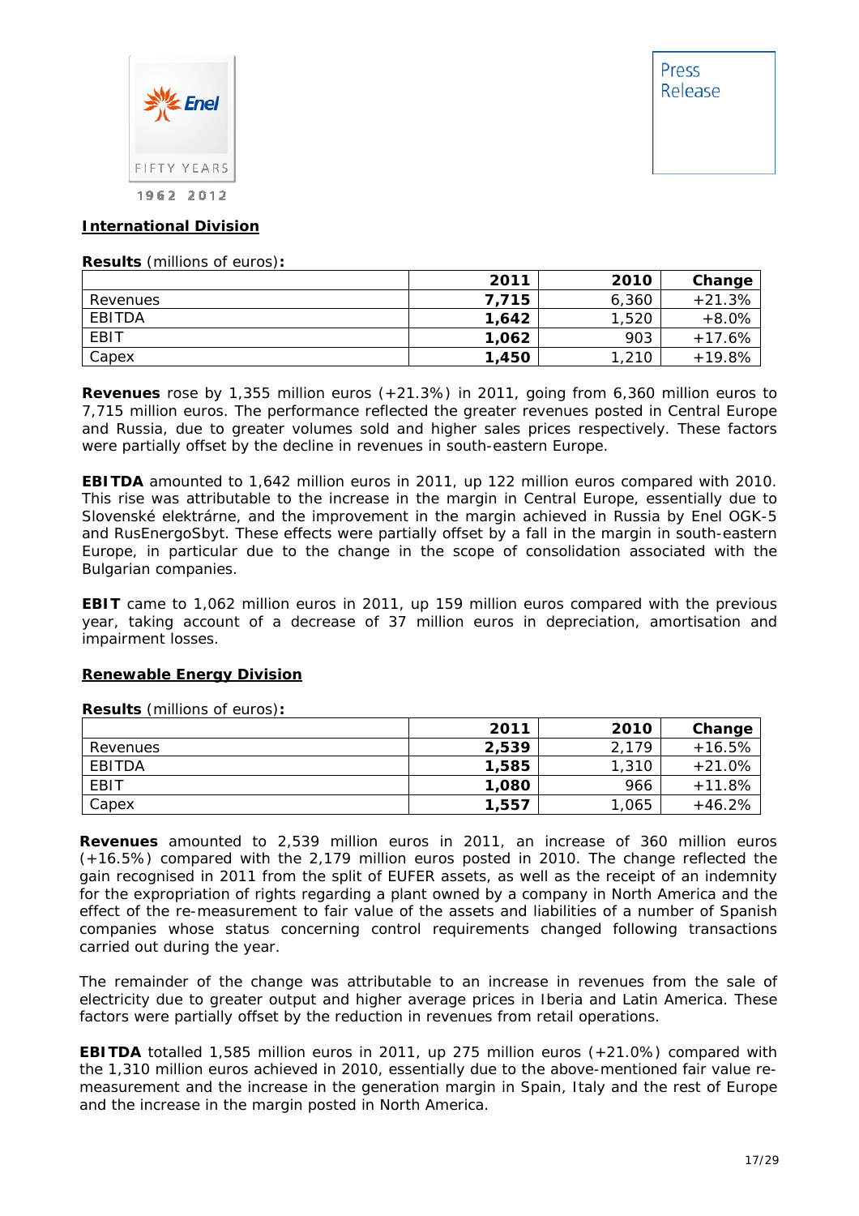## International Division

**Results** (millions of euros)**:**

| | 2011 | 2010 | Change |
|---|---|---|---|
| Revenues | **7,715** | 6,360 | +21.3% |
| EBITDA | **1,642** | 1,520 | +8.0% |
| EBIT | **1,062** | 903 | +17.6% |
| Capex | **1,450** | 1,210 | +19.8% |

**Revenues** rose by 1,355 million euros (+21.3%) in 2011, going from 6,360 million euros to 7,715 million euros. The performance reflected the greater revenues posted in Central Europe and Russia, due to greater volumes sold and higher sales prices respectively. These factors were partially offset by the decline in revenues in south-eastern Europe.

**EBITDA** amounted to 1,642 million euros in 2011, up 122 million euros compared with 2010. This rise was attributable to the increase in the margin in Central Europe, essentially due to Slovenské elektrárne, and the improvement in the margin achieved in Russia by Enel OGK-5 and RusEnergoSbyt. These effects were partially offset by a fall in the margin in south-eastern Europe, in particular due to the change in the scope of consolidation associated with the Bulgarian companies.

**EBIT** came to 1,062 million euros in 2011, up 159 million euros compared with the previous year, taking account of a decrease of 37 million euros in depreciation, amortisation and impairment losses.

## Renewable Energy Division

**Results** (millions of euros)**:**

| | 2011 | 2010 | Change |
|---|---|---|---|
| Revenues | **2,539** | 2,179 | +16.5% |
| EBITDA | **1,585** | 1,310 | +21.0% |
| EBIT | **1,080** | 966 | +11.8% |
| Capex | **1,557** | 1,065 | +46.2% |

**Revenues** amounted to 2,539 million euros in 2011, an increase of 360 million euros (+16.5%) compared with the 2,179 million euros posted in 2010. The change reflected the gain recognised in 2011 from the split of EUFER assets, as well as the receipt of an indemnity for the expropriation of rights regarding a plant owned by a company in North America and the effect of the re-measurement to fair value of the assets and liabilities of a number of Spanish companies whose status concerning control requirements changed following transactions carried out during the year.

The remainder of the change was attributable to an increase in revenues from the sale of electricity due to greater output and higher average prices in Iberia and Latin America. These factors were partially offset by the reduction in revenues from retail operations.

**EBITDA** totalled 1,585 million euros in 2011, up 275 million euros (+21.0%) compared with the 1,310 million euros achieved in 2010, essentially due to the above-mentioned fair value re-measurement and the increase in the generation margin in Spain, Italy and the rest of Europe and the increase in the margin posted in North America.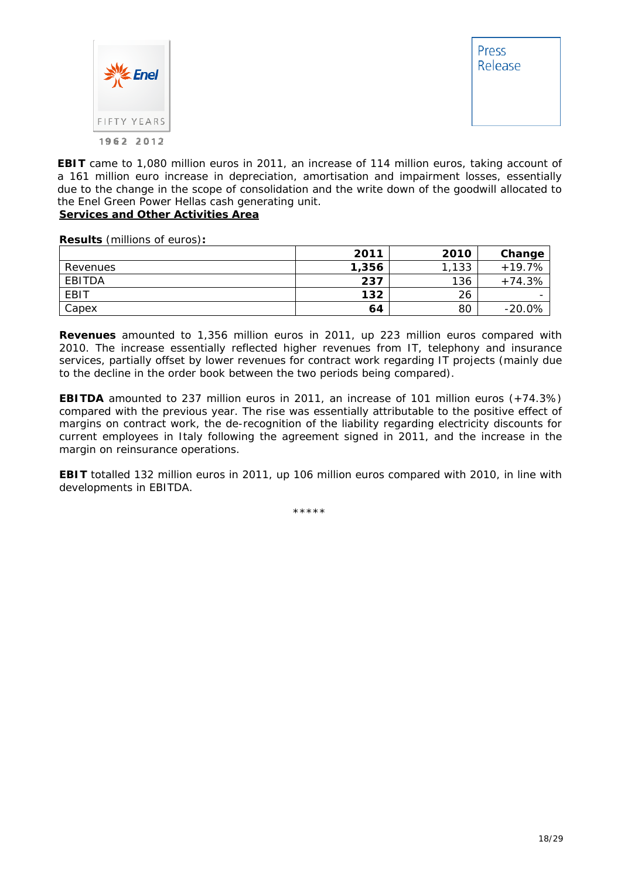**EBIT** came to 1,080 million euros in 2011, an increase of 114 million euros, taking account of a 161 million euro increase in depreciation, amortisation and impairment losses, essentially due to the change in the scope of consolidation and the write down of the goodwill allocated to the Enel Green Power Hellas cash generating unit.

**Services and Other Activities Area**

**Results** (millions of euros)**:**

| | 2011 | 2010 | Change |
|---|---|---|---|
| Revenues | **1,356** | 1,133 | +19.7% |
| EBITDA | **237** | 136 | +74.3% |
| EBIT | **132** | 26 | - |
| Capex | **64** | 80 | -20.0% |

**Revenues** amounted to 1,356 million euros in 2011, up 223 million euros compared with 2010. The increase essentially reflected higher revenues from IT, telephony and insurance services, partially offset by lower revenues for contract work regarding IT projects (mainly due to the decline in the order book between the two periods being compared).

**EBITDA** amounted to 237 million euros in 2011, an increase of 101 million euros (+74.3%) compared with the previous year. The rise was essentially attributable to the positive effect of margins on contract work, the de-recognition of the liability regarding electricity discounts for current employees in Italy following the agreement signed in 2011, and the increase in the margin on reinsurance operations.

**EBIT** totalled 132 million euros in 2011, up 106 million euros compared with 2010, in line with developments in EBITDA.

*****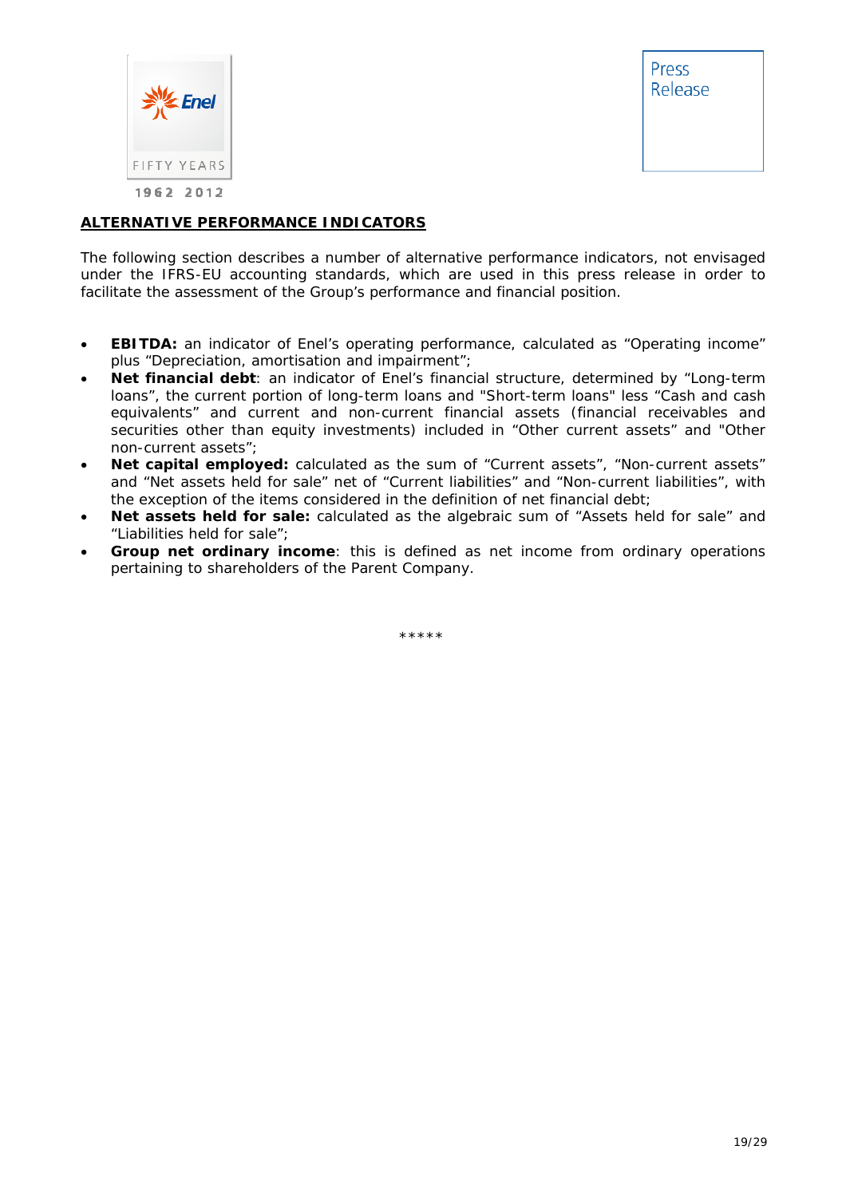## ALTERNATIVE PERFORMANCE INDICATORS

The following section describes a number of alternative performance indicators, not envisaged under the IFRS-EU accounting standards, which are used in this press release in order to facilitate the assessment of the Group's performance and financial position.

- **EBITDA:** an indicator of Enel's operating performance, calculated as "Operating income" plus "Depreciation, amortisation and impairment";
- **Net financial debt**: an indicator of Enel's financial structure, determined by "Long-term loans", the current portion of long-term loans and "Short-term loans" less "Cash and cash equivalents" and current and non-current financial assets (financial receivables and securities other than equity investments) included in "Other current assets" and "Other non-current assets";
- **Net capital employed:** calculated as the sum of "Current assets", "Non-current assets" and "Net assets held for sale" net of "Current liabilities" and "Non-current liabilities", with the exception of the items considered in the definition of net financial debt;
- **Net assets held for sale:** calculated as the algebraic sum of "Assets held for sale" and "Liabilities held for sale";
- **Group net ordinary income**: this is defined as net income from ordinary operations pertaining to shareholders of the Parent Company.

*****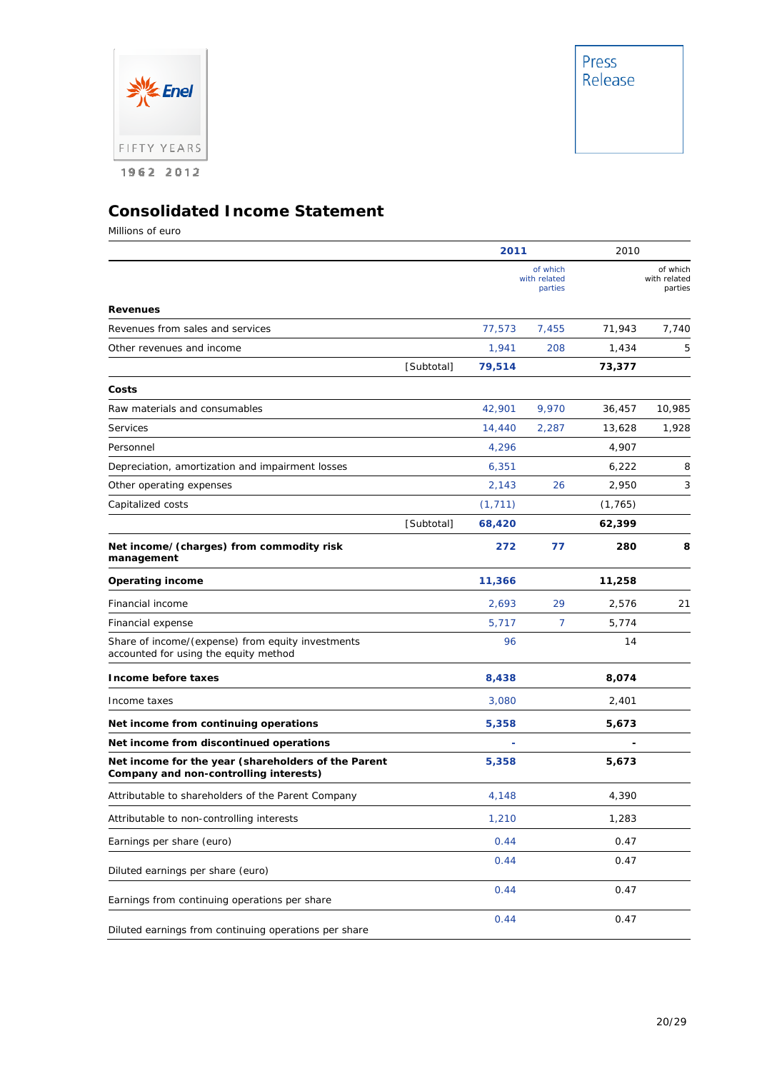Press Release

## Consolidated Income Statement

Millions of euro

| | | 2011 | | 2010 | |
|---|---|---|---|---|---|
| | | | of which with related parties | | of which with related parties |
| **Revenues** | | | | | |
| Revenues from sales and services | | 77,573 | 7,455 | 71,943 | 7,740 |
| Other revenues and income | | 1,941 | 208 | 1,434 | 5 |
| | [Subtotal] | **79,514** | | **73,377** | |
| **Costs** | | | | | |
| Raw materials and consumables | | 42,901 | 9,970 | 36,457 | 10,985 |
| Services | | 14,440 | 2,287 | 13,628 | 1,928 |
| Personnel | | 4,296 | | 4,907 | |
| Depreciation, amortization and impairment losses | | 6,351 | | 6,222 | 8 |
| Other operating expenses | | 2,143 | 26 | 2,950 | 3 |
| Capitalized costs | | (1,711) | | (1,765) | |
| | [Subtotal] | **68,420** | | **62,399** | |
| **Net income/(charges) from commodity risk management** | | **272** | **77** | **280** | **8** |
| **Operating income** | | **11,366** | | **11,258** | |
| Financial income | | 2,693 | 29 | 2,576 | 21 |
| Financial expense | | 5,717 | 7 | 5,774 | |
| Share of income/(expense) from equity investments accounted for using the equity method | | 96 | | 14 | |
| **Income before taxes** | | **8,438** | | **8,074** | |
| Income taxes | | 3,080 | | 2,401 | |
| **Net income from continuing operations** | | **5,358** | | **5,673** | |
| **Net income from discontinued operations** | | **-** | | **-** | |
| **Net income for the year (shareholders of the Parent Company and non-controlling interests)** | | **5,358** | | **5,673** | |
| Attributable to shareholders of the Parent Company | | 4,148 | | 4,390 | |
| Attributable to non-controlling interests | | 1,210 | | 1,283 | |
| Earnings per share (euro) | | 0.44 | | 0.47 | |
| Diluted earnings per share (euro) | | 0.44 | | 0.47 | |
| Earnings from continuing operations per share | | 0.44 | | 0.47 | |
| Diluted earnings from continuing operations per share | | 0.44 | | 0.47 | |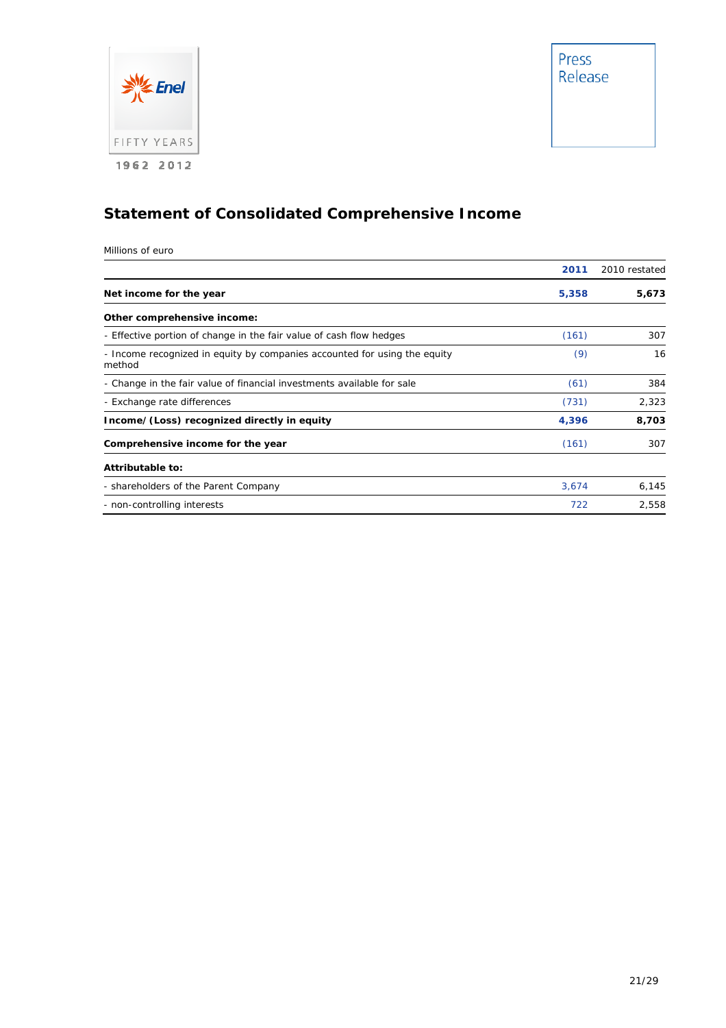## Statement of Consolidated Comprehensive Income

Millions of euro

| | 2011 | 2010 restated |
|---|---|---|
| **Net income for the year** | **5,358** | **5,673** |
| **Other comprehensive income:** | | |
| - Effective portion of change in the fair value of cash flow hedges | (161) | 307 |
| - Income recognized in equity by companies accounted for using the equity method | (9) | 16 |
| - Change in the fair value of financial investments available for sale | (61) | 384 |
| - Exchange rate differences | (731) | 2,323 |
| **Income/(Loss) recognized directly in equity** | **4,396** | **8,703** |
| **Comprehensive income for the year** | (161) | 307 |
| **Attributable to:** | | |
| - shareholders of the Parent Company | 3,674 | 6,145 |
| - non-controlling interests | 722 | 2,558 |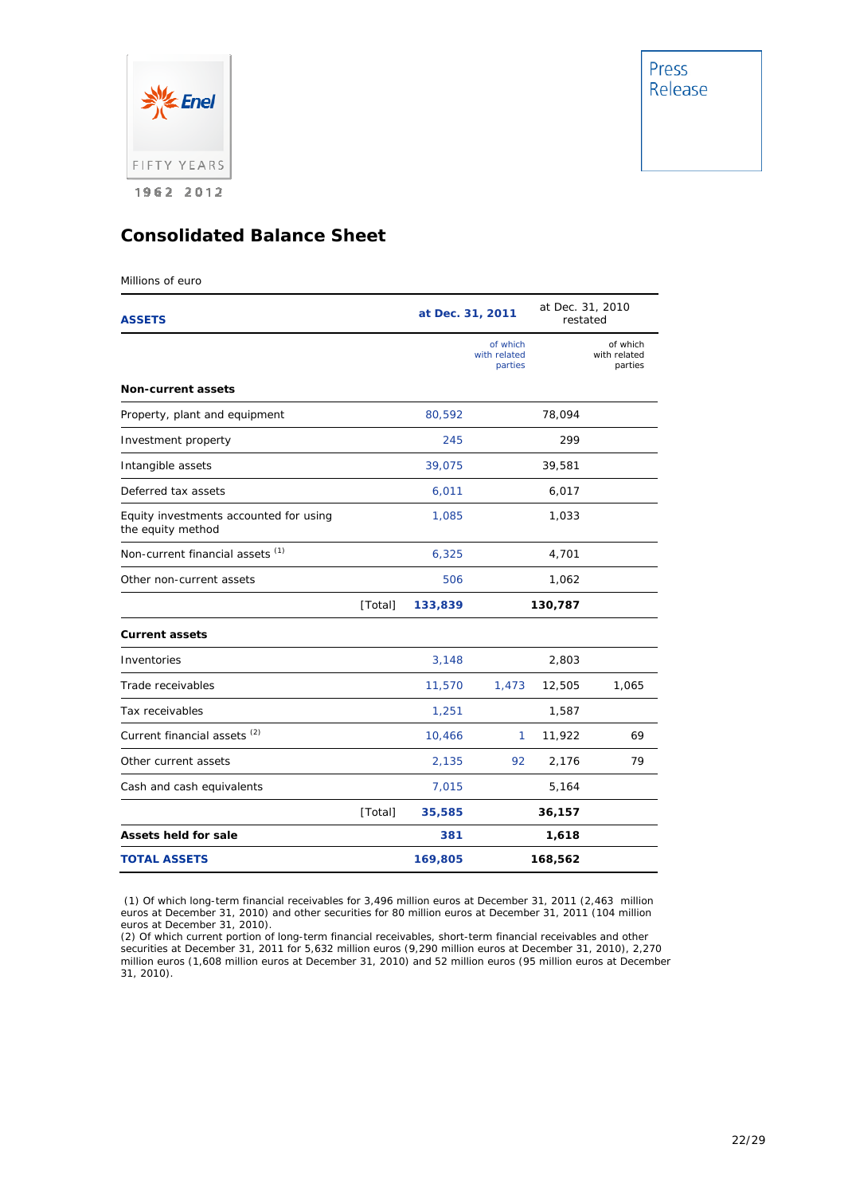# Consolidated Balance Sheet

Millions of euro

| ASSETS | | at Dec. 31, 2011 | of which with related parties | at Dec. 31, 2010 restated | of which with related parties |
|---|---|---|---|---|---|
| **Non-current assets** | | | | | |
| Property, plant and equipment | | 80,592 | | 78,094 | |
| Investment property | | 245 | | 299 | |
| Intangible assets | | 39,075 | | 39,581 | |
| Deferred tax assets | | 6,011 | | 6,017 | |
| Equity investments accounted for using the equity method | | 1,085 | | 1,033 | |
| Non-current financial assets [(1)] | | 6,325 | | 4,701 | |
| Other non-current assets | | 506 | | 1,062 | |
| | [Total] | **133,839** | | **130,787** | |
| **Current assets** | | | | | |
| Inventories | | 3,148 | | 2,803 | |
| Trade receivables | | 11,570 | 1,473 | 12,505 | 1,065 |
| Tax receivables | | 1,251 | | 1,587 | |
| Current financial assets [(2)] | | 10,466 | 1 | 11,922 | 69 |
| Other current assets | | 2,135 | 92 | 2,176 | 79 |
| Cash and cash equivalents | | 7,015 | | 5,164 | |
| | [Total] | **35,585** | | **36,157** | |
| **Assets held for sale** | | **381** | | **1,618** | |
| **TOTAL ASSETS** | | **169,805** | | **168,562** | |

(1) Of which long-term financial receivables for 3,496 million euros at December 31, 2011 (2,463 million euros at December 31, 2010) and other securities for 80 million euros at December 31, 2011 (104 million euros at December 31, 2010).
(2) Of which current portion of long-term financial receivables, short-term financial receivables and other securities at December 31, 2011 for 5,632 million euros (9,290 million euros at December 31, 2010), 2,270 million euros (1,608 million euros at December 31, 2010) and 52 million euros (95 million euros at December 31, 2010).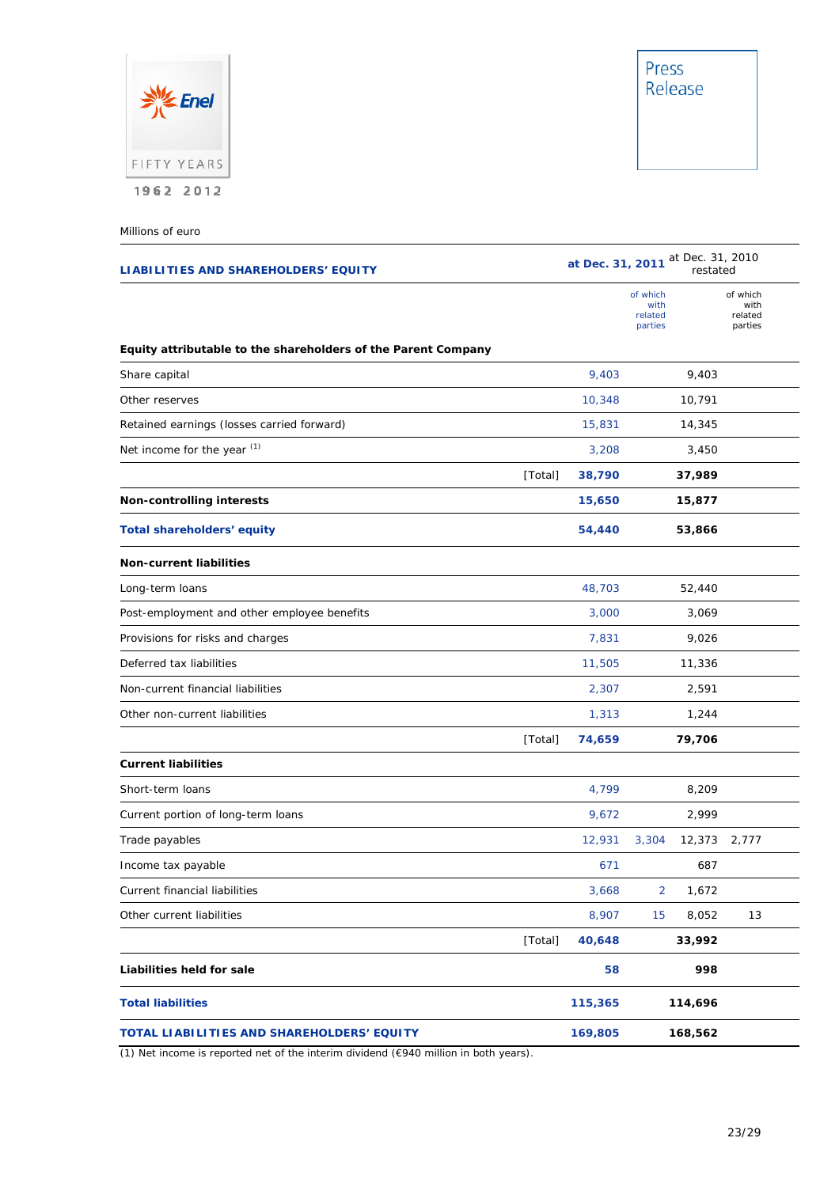Millions of euro

| LIABILITIES AND SHAREHOLDERS' EQUITY | | at Dec. 31, 2011 | of which with related parties | at Dec. 31, 2010 restated | of which with related parties |
|---|---|---|---|---|---|
| **Equity attributable to the shareholders of the Parent Company** | | | | | |
| Share capital | | 9,403 | | 9,403 | |
| Other reserves | | 10,348 | | 10,791 | |
| Retained earnings (losses carried forward) | | 15,831 | | 14,345 | |
| Net income for the year [(1)] | | 3,208 | | 3,450 | |
| | [Total] | **38,790** | | **37,989** | |
| **Non-controlling interests** | | **15,650** | | **15,877** | |
| **Total shareholders' equity** | | **54,440** | | **53,866** | |
| **Non-current liabilities** | | | | | |
| Long-term loans | | 48,703 | | 52,440 | |
| Post-employment and other employee benefits | | 3,000 | | 3,069 | |
| Provisions for risks and charges | | 7,831 | | 9,026 | |
| Deferred tax liabilities | | 11,505 | | 11,336 | |
| Non-current financial liabilities | | 2,307 | | 2,591 | |
| Other non-current liabilities | | 1,313 | | 1,244 | |
| | [Total] | **74,659** | | **79,706** | |
| **Current liabilities** | | | | | |
| Short-term loans | | 4,799 | | 8,209 | |
| Current portion of long-term loans | | 9,672 | | 2,999 | |
| Trade payables | | 12,931 | 3,304 | 12,373 | 2,777 |
| Income tax payable | | 671 | | 687 | |
| Current financial liabilities | | 3,668 | 2 | 1,672 | |
| Other current liabilities | | 8,907 | 15 | 8,052 | 13 |
| | [Total] | **40,648** | | **33,992** | |
| **Liabilities held for sale** | | **58** | | **998** | |
| **Total liabilities** | | **115,365** | | **114,696** | |
| **TOTAL LIABILITIES AND SHAREHOLDERS' EQUITY** | | **169,805** | | **168,562** | |

(1) Net income is reported net of the interim dividend (€940 million in both years).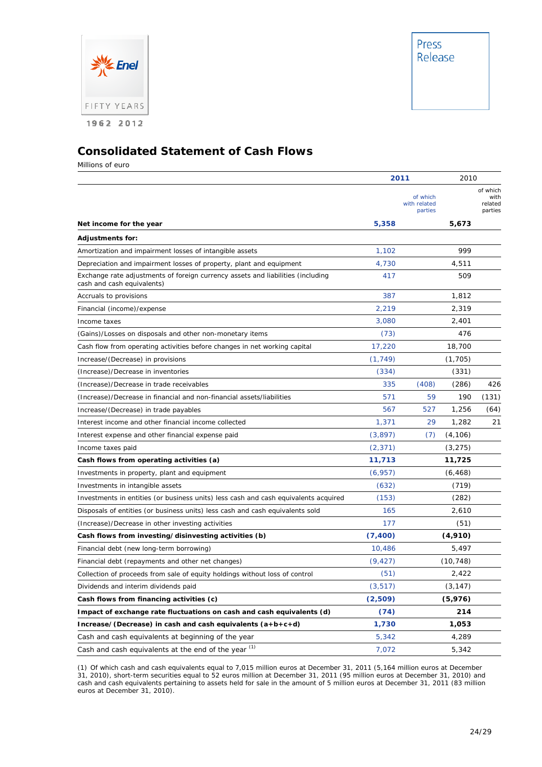Enel

FIFTY YEARS

1962 2012

Press Release

## Consolidated Statement of Cash Flows

Millions of euro

| | **2011** | of which with related parties | 2010 | of which with related parties |
|---|---|---|---|---|
| **Net income for the year** | **5,358** | | **5,673** | |
| **Adjustments for:** | | | | |
| Amortization and impairment losses of intangible assets | 1,102 | | 999 | |
| Depreciation and impairment losses of property, plant and equipment | 4,730 | | 4,511 | |
| Exchange rate adjustments of foreign currency assets and liabilities (including cash and cash equivalents) | 417 | | 509 | |
| Accruals to provisions | 387 | | 1,812 | |
| Financial (income)/expense | 2,219 | | 2,319 | |
| Income taxes | 3,080 | | 2,401 | |
| (Gains)/Losses on disposals and other non-monetary items | (73) | | 476 | |
| Cash flow from operating activities before changes in net working capital | 17,220 | | 18,700 | |
| Increase/(Decrease) in provisions | (1,749) | | (1,705) | |
| (Increase)/Decrease in inventories | (334) | | (331) | |
| (Increase)/Decrease in trade receivables | 335 | (408) | (286) | 426 |
| (Increase)/Decrease in financial and non-financial assets/liabilities | 571 | 59 | 190 | (131) |
| Increase/(Decrease) in trade payables | 567 | 527 | 1,256 | (64) |
| Interest income and other financial income collected | 1,371 | 29 | 1,282 | 21 |
| Interest expense and other financial expense paid | (3,897) | (7) | (4,106) | |
| Income taxes paid | (2,371) | | (3,275) | |
| **Cash flows from operating activities (a)** | **11,713** | | **11,725** | |
| Investments in property, plant and equipment | (6,957) | | (6,468) | |
| Investments in intangible assets | (632) | | (719) | |
| Investments in entities (or business units) less cash and cash equivalents acquired | (153) | | (282) | |
| Disposals of entities (or business units) less cash and cash equivalents sold | 165 | | 2,610 | |
| (Increase)/Decrease in other investing activities | 177 | | (51) | |
| **Cash flows from investing/disinvesting activities (b)** | **(7,400)** | | **(4,910)** | |
| Financial debt (new long-term borrowing) | 10,486 | | 5,497 | |
| Financial debt (repayments and other net changes) | (9,427) | | (10,748) | |
| Collection of proceeds from sale of equity holdings without loss of control | (51) | | 2,422 | |
| Dividends and interim dividends paid | (3,517) | | (3,147) | |
| **Cash flows from financing activities (c)** | **(2,509)** | | **(5,976)** | |
| **Impact of exchange rate fluctuations on cash and cash equivalents (d)** | **(74)** | | **214** | |
| **Increase/(Decrease) in cash and cash equivalents (a+b+c+d)** | **1,730** | | **1,053** | |
| Cash and cash equivalents at beginning of the year | 5,342 | | 4,289 | |
| Cash and cash equivalents at the end of the year [(1)] | 7,072 | | 5,342 | |

(1) Of which cash and cash equivalents equal to 7,015 million euros at December 31, 2011 (5,164 million euros at December 31, 2010), short-term securities equal to 52 euros million at December 31, 2011 (95 million euros at December 31, 2010) and cash and cash equivalents pertaining to assets held for sale in the amount of 5 million euros at December 31, 2011 (83 million euros at December 31, 2010).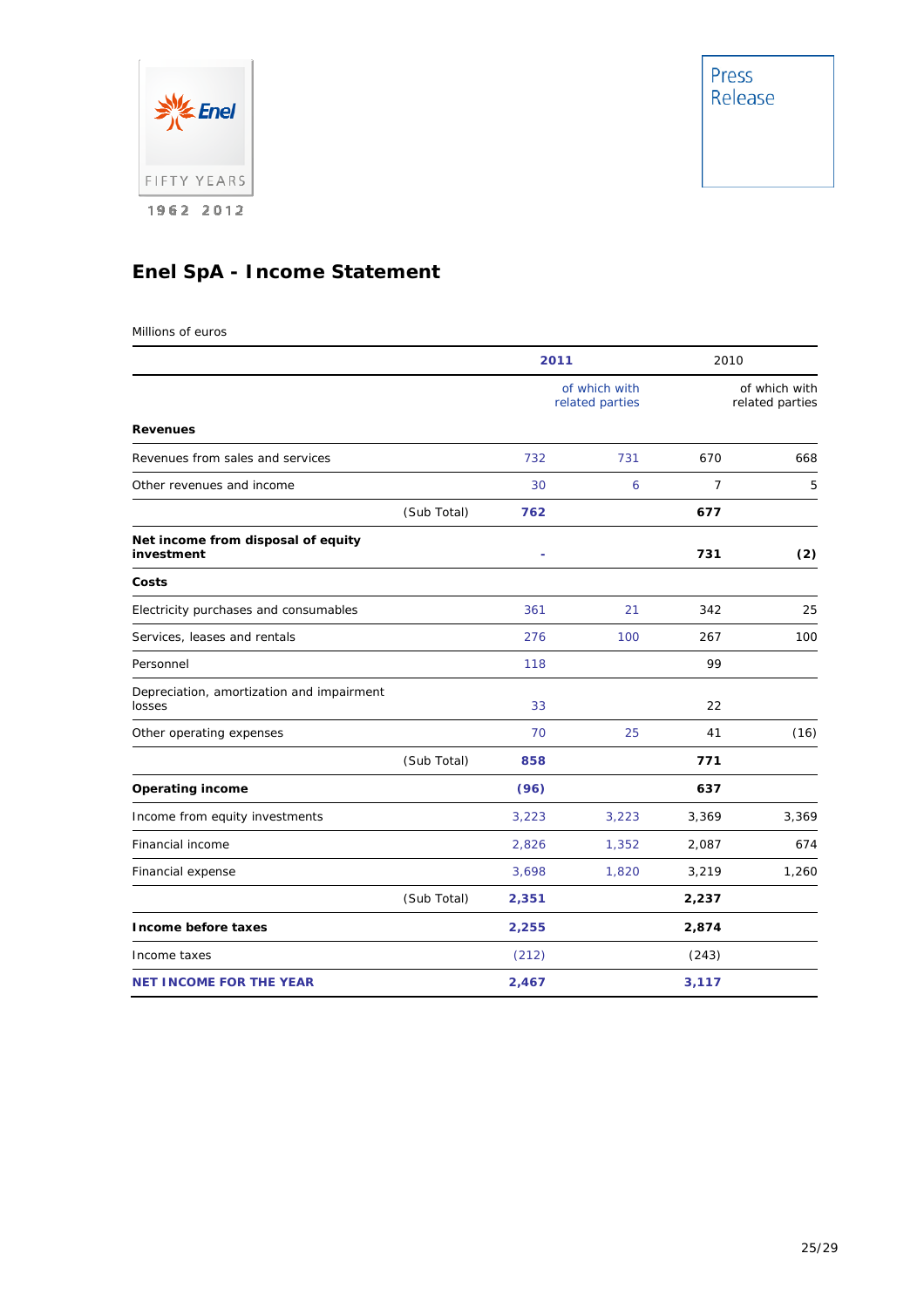Press Release

## Enel SpA - Income Statement

Millions of euros

| | | 2011 | | 2010 | |
|---|---|---|---|---|---|
| | | | of which with related parties | | of which with related parties |
| **Revenues** | | | | | |
| Revenues from sales and services | | 732 | 731 | 670 | 668 |
| Other revenues and income | | 30 | 6 | 7 | 5 |
| | (Sub Total) | **762** | | **677** | |
| **Net income from disposal of equity investment** | | **-** | | **731** | **(2)** |
| **Costs** | | | | | |
| Electricity purchases and consumables | | 361 | 21 | 342 | 25 |
| Services, leases and rentals | | 276 | 100 | 267 | 100 |
| Personnel | | 118 | | 99 | |
| Depreciation, amortization and impairment losses | | 33 | | 22 | |
| Other operating expenses | | 70 | 25 | 41 | (16) |
| | (Sub Total) | **858** | | **771** | |
| **Operating income** | | **(96)** | | **637** | |
| Income from equity investments | | 3,223 | 3,223 | 3,369 | 3,369 |
| Financial income | | 2,826 | 1,352 | 2,087 | 674 |
| Financial expense | | 3,698 | 1,820 | 3,219 | 1,260 |
| | (Sub Total) | **2,351** | | **2,237** | |
| **Income before taxes** | | **2,255** | | **2,874** | |
| Income taxes | | (212) | | (243) | |
| **NET INCOME FOR THE YEAR** | | **2,467** | | **3,117** | |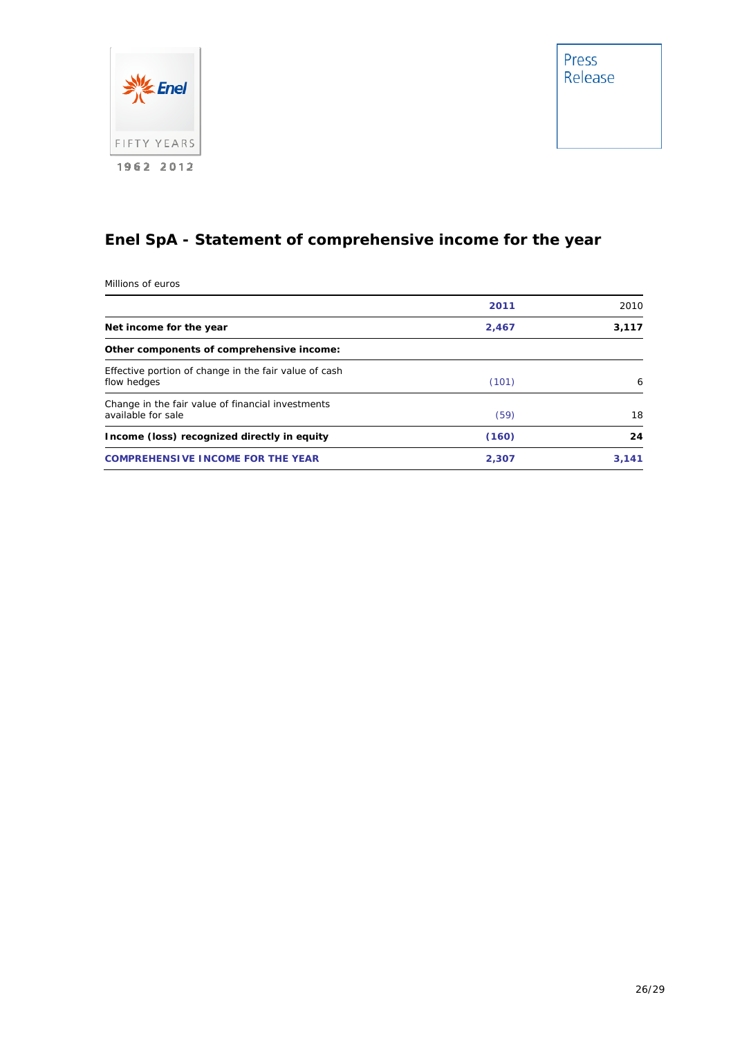Press Release

# Enel SpA - Statement of comprehensive income for the year

Millions of euros

| | 2011 | 2010 |
|---|---|---|
| **Net income for the year** | **2,467** | **3,117** |
| **Other components of comprehensive income:** | | |
| Effective portion of change in the fair value of cash flow hedges | (101) | 6 |
| Change in the fair value of financial investments available for sale | (59) | 18 |
| **Income (loss) recognized directly in equity** | **(160)** | **24** |
| **COMPREHENSIVE INCOME FOR THE YEAR** | **2,307** | **3,141** |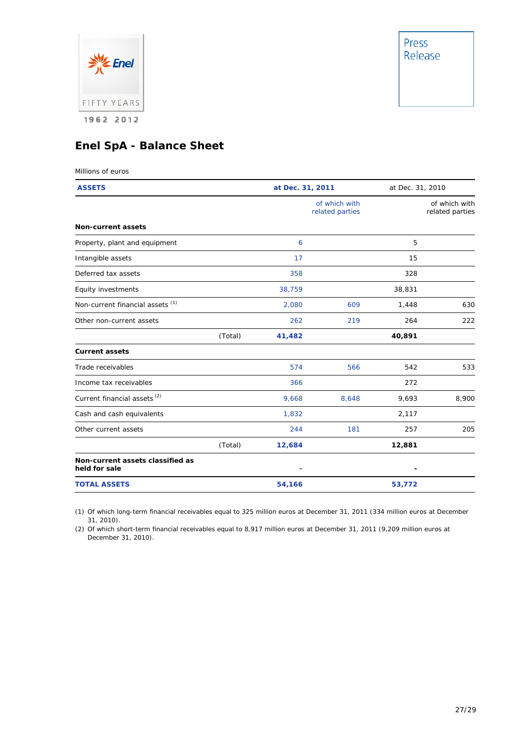Press Release

## Enel SpA - Balance Sheet

Millions of euros

| ASSETS | | at Dec. 31, 2011 | | at Dec. 31, 2010 | |
|---|---|---|---|---|---|
| | | | of which with related parties | | of which with related parties |
| **Non-current assets** | | | | | |
| Property, plant and equipment | | 6 | | 5 | |
| Intangible assets | | 17 | | 15 | |
| Deferred tax assets | | 358 | | 328 | |
| Equity investments | | 38,759 | | 38,831 | |
| Non-current financial assets (1) | | 2,080 | 609 | 1,448 | 630 |
| Other non-current assets | | 262 | 219 | 264 | 222 |
| | (Total) | **41,482** | | **40,891** | |
| **Current assets** | | | | | |
| Trade receivables | | 574 | 566 | 542 | 533 |
| Income tax receivables | | 366 | | 272 | |
| Current financial assets (2) | | 9,668 | 8,648 | 9,693 | 8,900 |
| Cash and cash equivalents | | 1,832 | | 2,117 | |
| Other current assets | | 244 | 181 | 257 | 205 |
| | (Total) | **12,684** | | **12,881** | |
| **Non-current assets classified as held for sale** | | - | | - | |
| **TOTAL ASSETS** | | **54,166** | | **53,772** | |

(1) Of which long-term financial receivables equal to 325 million euros at December 31, 2011 (334 million euros at December 31, 2010).

(2) Of which short-term financial receivables equal to 8,917 million euros at December 31, 2011 (9,209 million euros at December 31, 2010).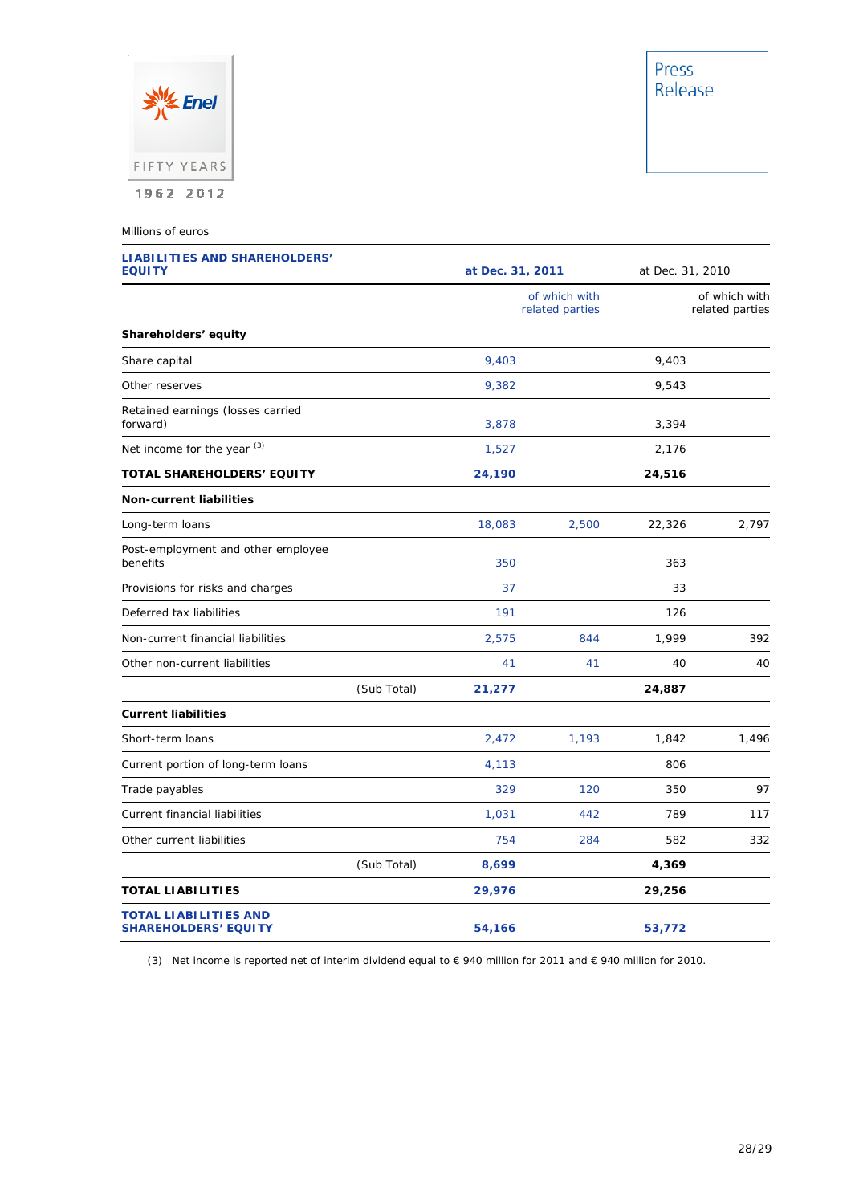Millions of euros

| LIABILITIES AND SHAREHOLDERS' EQUITY | | at Dec. 31, 2011 | | at Dec. 31, 2010 | |
|---|---|---|---|---|---|
| | | | of which with related parties | | of which with related parties |
| **Shareholders' equity** | | | | | |
| Share capital | | 9,403 | | 9,403 | |
| Other reserves | | 9,382 | | 9,543 | |
| Retained earnings (losses carried forward) | | 3,878 | | 3,394 | |
| Net income for the year [3] | | 1,527 | | 2,176 | |
| **TOTAL SHAREHOLDERS' EQUITY** | | **24,190** | | **24,516** | |
| **Non-current liabilities** | | | | | |
| Long-term loans | | 18,083 | 2,500 | 22,326 | 2,797 |
| Post-employment and other employee benefits | | 350 | | 363 | |
| Provisions for risks and charges | | 37 | | 33 | |
| Deferred tax liabilities | | 191 | | 126 | |
| Non-current financial liabilities | | 2,575 | 844 | 1,999 | 392 |
| Other non-current liabilities | | 41 | 41 | 40 | 40 |
| | (Sub Total) | **21,277** | | **24,887** | |
| **Current liabilities** | | | | | |
| Short-term loans | | 2,472 | 1,193 | 1,842 | 1,496 |
| Current portion of long-term loans | | 4,113 | | 806 | |
| Trade payables | | 329 | 120 | 350 | 97 |
| Current financial liabilities | | 1,031 | 442 | 789 | 117 |
| Other current liabilities | | 754 | 284 | 582 | 332 |
| | (Sub Total) | **8,699** | | **4,369** | |
| **TOTAL LIABILITIES** | | **29,976** | | **29,256** | |
| **TOTAL LIABILITIES AND SHAREHOLDERS' EQUITY** | | **54,166** | | **53,772** | |

(3) Net income is reported net of interim dividend equal to € 940 million for 2011 and € 940 million for 2010.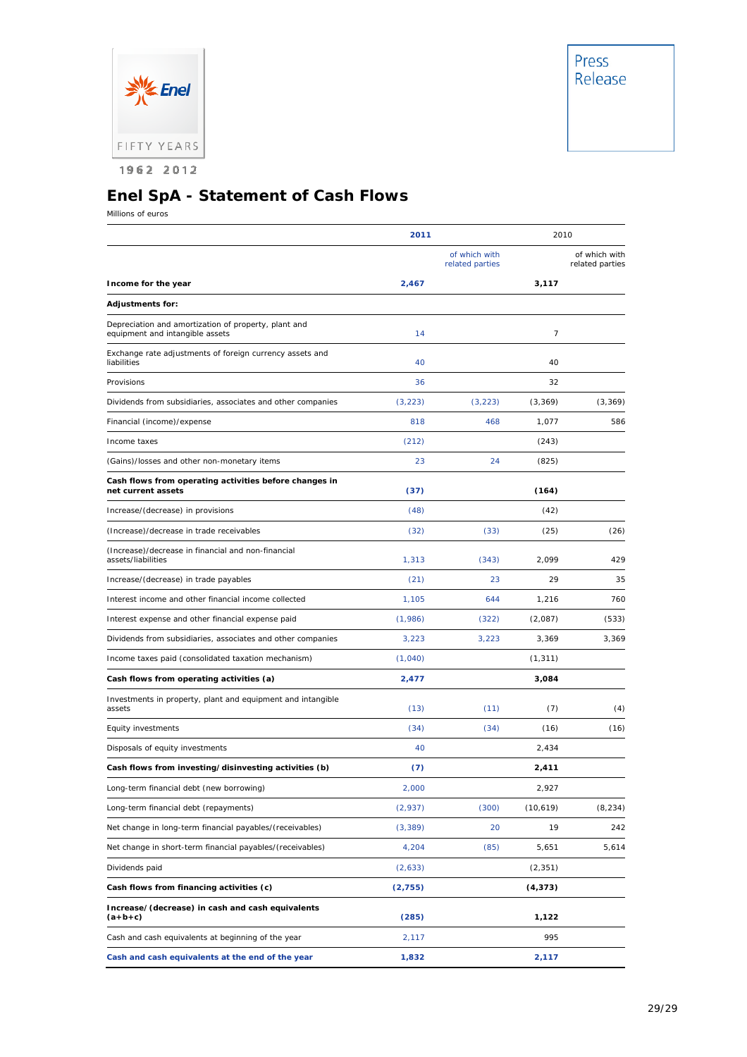Enel FIFTY YEARS 1962 2012

Press Release

# Enel SpA - Statement of Cash Flows

Millions of euros

| | 2011 | | 2010 | |
|---|---|---|---|---|
| | | of which with related parties | | of which with related parties |
| **Income for the year** | **2,467** | | **3,117** | |
| **Adjustments for:** | | | | |
| Depreciation and amortization of property, plant and equipment and intangible assets | 14 | | 7 | |
| Exchange rate adjustments of foreign currency assets and liabilities | 40 | | 40 | |
| Provisions | 36 | | 32 | |
| Dividends from subsidiaries, associates and other companies | (3,223) | (3,223) | (3,369) | (3,369) |
| Financial (income)/expense | 818 | 468 | 1,077 | 586 |
| Income taxes | (212) | | (243) | |
| (Gains)/losses and other non-monetary items | 23 | 24 | (825) | |
| **Cash flows from operating activities before changes in net current assets** | **(37)** | | **(164)** | |
| Increase/(decrease) in provisions | (48) | | (42) | |
| (Increase)/decrease in trade receivables | (32) | (33) | (25) | (26) |
| (Increase)/decrease in financial and non-financial assets/liabilities | 1,313 | (343) | 2,099 | 429 |
| Increase/(decrease) in trade payables | (21) | 23 | 29 | 35 |
| Interest income and other financial income collected | 1,105 | 644 | 1,216 | 760 |
| Interest expense and other financial expense paid | (1,986) | (322) | (2,087) | (533) |
| Dividends from subsidiaries, associates and other companies | 3,223 | 3,223 | 3,369 | 3,369 |
| Income taxes paid (consolidated taxation mechanism) | (1,040) | | (1,311) | |
| **Cash flows from operating activities (a)** | **2,477** | | **3,084** | |
| Investments in property, plant and equipment and intangible assets | (13) | (11) | (7) | (4) |
| Equity investments | (34) | (34) | (16) | (16) |
| Disposals of equity investments | 40 | | 2,434 | |
| **Cash flows from investing/disinvesting activities (b)** | **(7)** | | **2,411** | |
| Long-term financial debt (new borrowing) | 2,000 | | 2,927 | |
| Long-term financial debt (repayments) | (2,937) | (300) | (10,619) | (8,234) |
| Net change in long-term financial payables/(receivables) | (3,389) | 20 | 19 | 242 |
| Net change in short-term financial payables/(receivables) | 4,204 | (85) | 5,651 | 5,614 |
| Dividends paid | (2,633) | | (2,351) | |
| **Cash flows from financing activities (c)** | **(2,755)** | | **(4,373)** | |
| **Increase/(decrease) in cash and cash equivalents (a+b+c)** | **(285)** | | **1,122** | |
| Cash and cash equivalents at beginning of the year | 2,117 | | 995 | |
| **Cash and cash equivalents at the end of the year** | **1,832** | | **2,117** | |